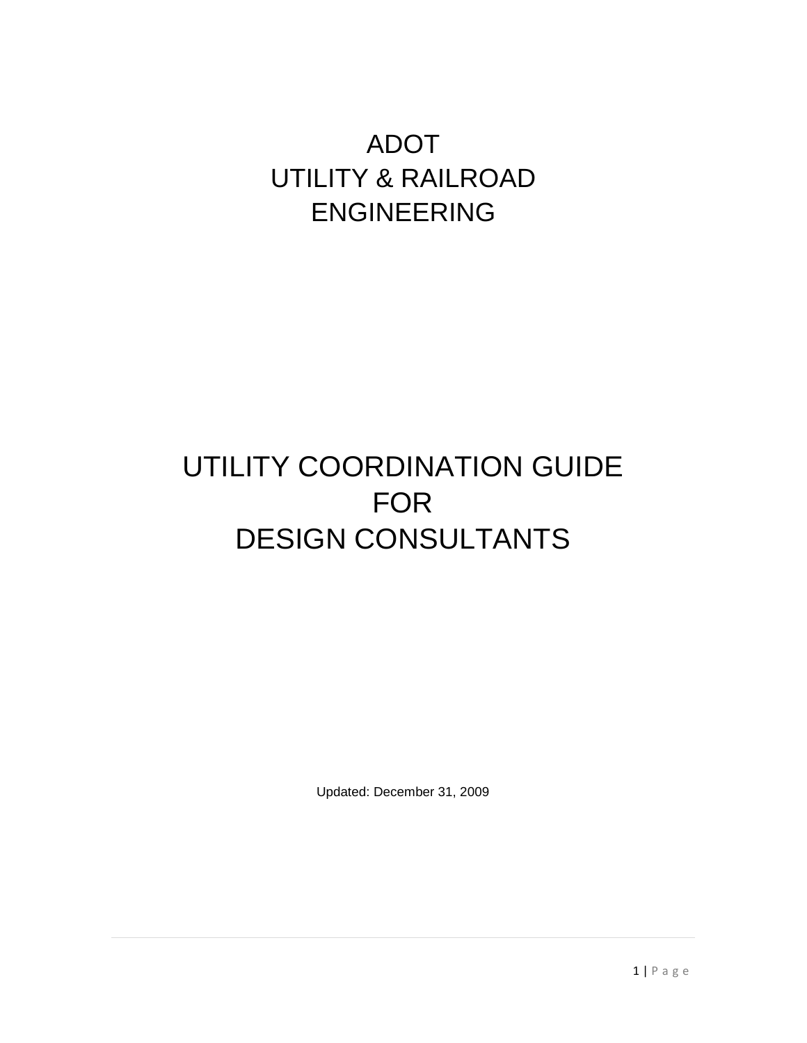# ADOT
# UTILITY & RAILROAD
# ENGINEERING

# UTILITY COORDINATION GUIDE
# FOR
# DESIGN CONSULTANTS

Updated: December 31, 2009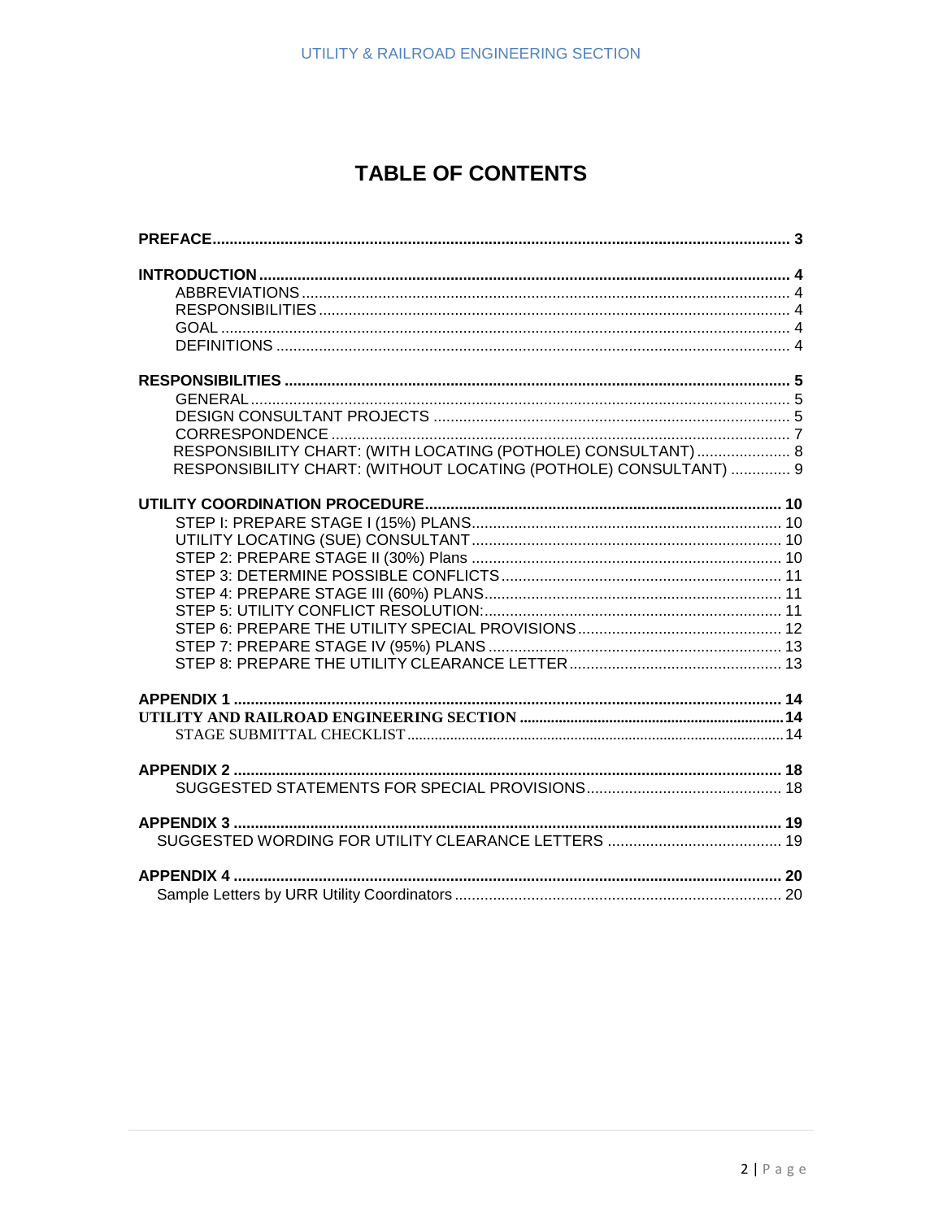# TABLE OF CONTENTS

**PREFACE** ........ **3**

**INTRODUCTION** ........ **4**
- ABBREVIATIONS ........ 4
- RESPONSIBILITIES ........ 4
- GOAL ........ 4
- DEFINITIONS ........ 4

**RESPONSIBILITIES** ........ **5**
- GENERAL ........ 5
- DESIGN CONSULTANT PROJECTS ........ 5
- CORRESPONDENCE ........ 7
- RESPONSIBILITY CHART: (WITH LOCATING (POTHOLE) CONSULTANT) ........ 8
- RESPONSIBILITY CHART: (WITHOUT LOCATING (POTHOLE) CONSULTANT) ........ 9

**UTILITY COORDINATION PROCEDURE** ........ **10**
- STEP I: PREPARE STAGE I (15%) PLANS ........ 10
- UTILITY LOCATING (SUE) CONSULTANT ........ 10
- STEP 2: PREPARE STAGE II (30%) Plans ........ 10
- STEP 3: DETERMINE POSSIBLE CONFLICTS ........ 11
- STEP 4: PREPARE STAGE III (60%) PLANS ........ 11
- STEP 5: UTILITY CONFLICT RESOLUTION: ........ 11
- STEP 6: PREPARE THE UTILITY SPECIAL PROVISIONS ........ 12
- STEP 7: PREPARE STAGE IV (95%) PLANS ........ 13
- STEP 8: PREPARE THE UTILITY CLEARANCE LETTER ........ 13

**APPENDIX 1** ........ **14**

**UTILITY AND RAILROAD ENGINEERING SECTION** ........ **14**
- STAGE SUBMITTAL CHECKLIST ........ 14

**APPENDIX 2** ........ **18**
- SUGGESTED STATEMENTS FOR SPECIAL PROVISIONS ........ 18

**APPENDIX 3** ........ **19**
- SUGGESTED WORDING FOR UTILITY CLEARANCE LETTERS ........ 19

**APPENDIX 4** ........ **20**
- Sample Letters by URR Utility Coordinators ........ 20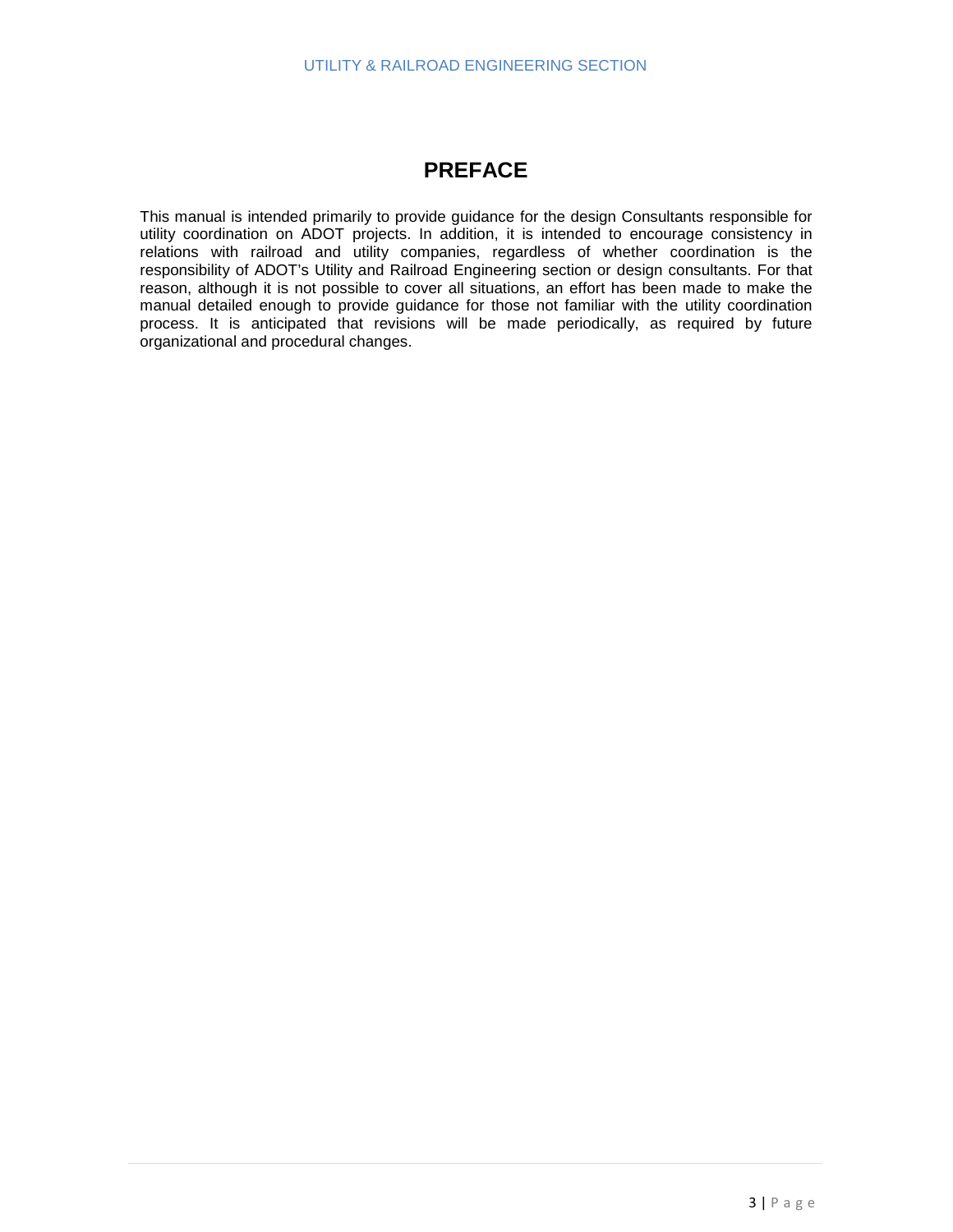# PREFACE

This manual is intended primarily to provide guidance for the design Consultants responsible for utility coordination on ADOT projects. In addition, it is intended to encourage consistency in relations with railroad and utility companies, regardless of whether coordination is the responsibility of ADOT's Utility and Railroad Engineering section or design consultants. For that reason, although it is not possible to cover all situations, an effort has been made to make the manual detailed enough to provide guidance for those not familiar with the utility coordination process. It is anticipated that revisions will be made periodically, as required by future organizational and procedural changes.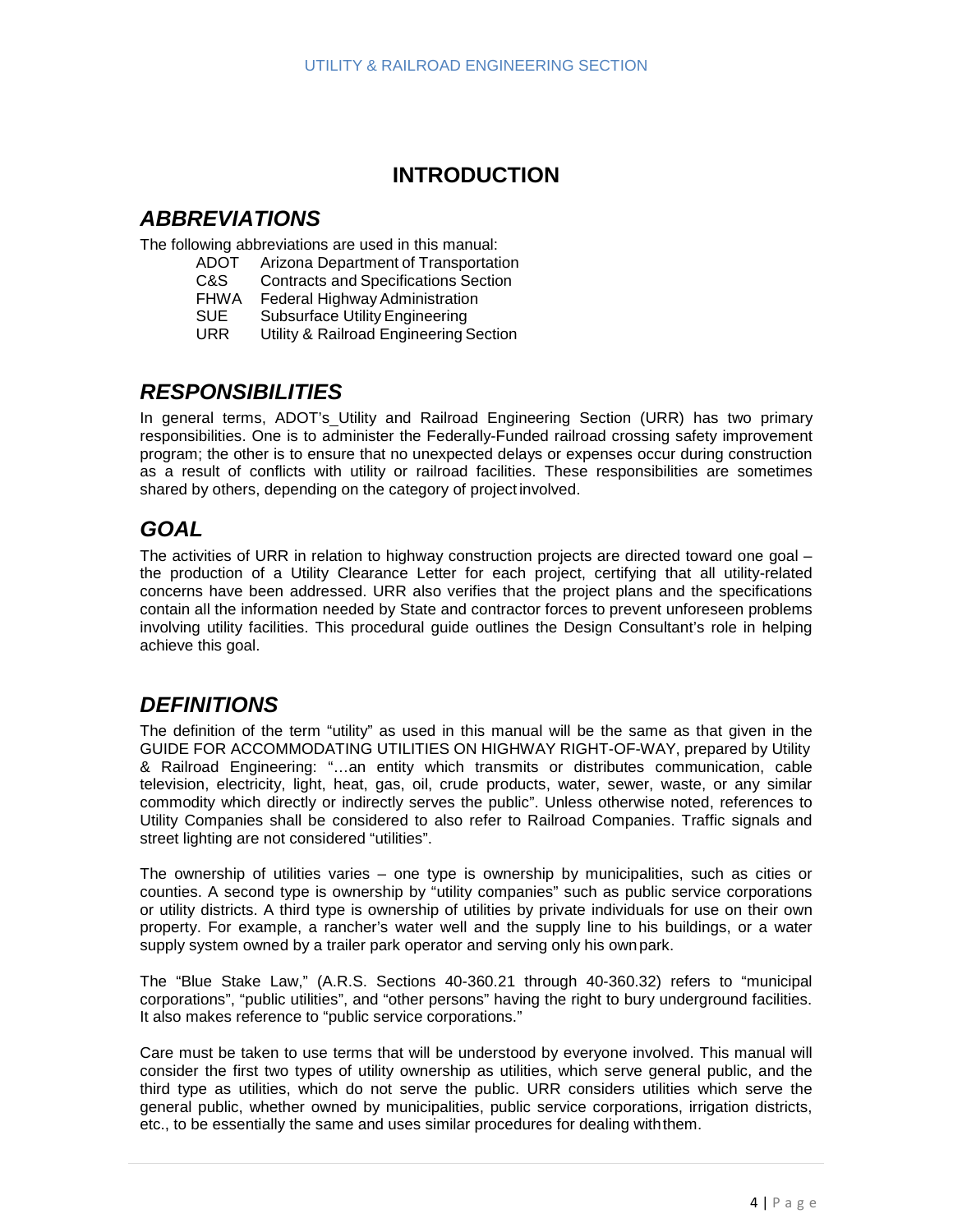# INTRODUCTION

## *ABBREVIATIONS*

The following abbreviations are used in this manual:

| | |
|---|---|
| ADOT | Arizona Department of Transportation |
| C&S | Contracts and Specifications Section |
| FHWA | Federal Highway Administration |
| SUE | Subsurface Utility Engineering |
| URR | Utility & Railroad Engineering Section |

## *RESPONSIBILITIES*

In general terms, ADOT's_Utility and Railroad Engineering Section (URR) has two primary responsibilities. One is to administer the Federally-Funded railroad crossing safety improvement program; the other is to ensure that no unexpected delays or expenses occur during construction as a result of conflicts with utility or railroad facilities. These responsibilities are sometimes shared by others, depending on the category of project involved.

## *GOAL*

The activities of URR in relation to highway construction projects are directed toward one goal – the production of a Utility Clearance Letter for each project, certifying that all utility-related concerns have been addressed. URR also verifies that the project plans and the specifications contain all the information needed by State and contractor forces to prevent unforeseen problems involving utility facilities. This procedural guide outlines the Design Consultant's role in helping achieve this goal.

## *DEFINITIONS*

The definition of the term "utility" as used in this manual will be the same as that given in the GUIDE FOR ACCOMMODATING UTILITIES ON HIGHWAY RIGHT-OF-WAY, prepared by Utility & Railroad Engineering: "…an entity which transmits or distributes communication, cable television, electricity, light, heat, gas, oil, crude products, water, sewer, waste, or any similar commodity which directly or indirectly serves the public". Unless otherwise noted, references to Utility Companies shall be considered to also refer to Railroad Companies. Traffic signals and street lighting are not considered "utilities".

The ownership of utilities varies – one type is ownership by municipalities, such as cities or counties. A second type is ownership by "utility companies" such as public service corporations or utility districts. A third type is ownership of utilities by private individuals for use on their own property. For example, a rancher's water well and the supply line to his buildings, or a water supply system owned by a trailer park operator and serving only his own park.

The "Blue Stake Law," (A.R.S. Sections 40-360.21 through 40-360.32) refers to "municipal corporations", "public utilities", and "other persons" having the right to bury underground facilities. It also makes reference to "public service corporations."

Care must be taken to use terms that will be understood by everyone involved. This manual will consider the first two types of utility ownership as utilities, which serve general public, and the third type as utilities, which do not serve the public. URR considers utilities which serve the general public, whether owned by municipalities, public service corporations, irrigation districts, etc., to be essentially the same and uses similar procedures for dealing with them.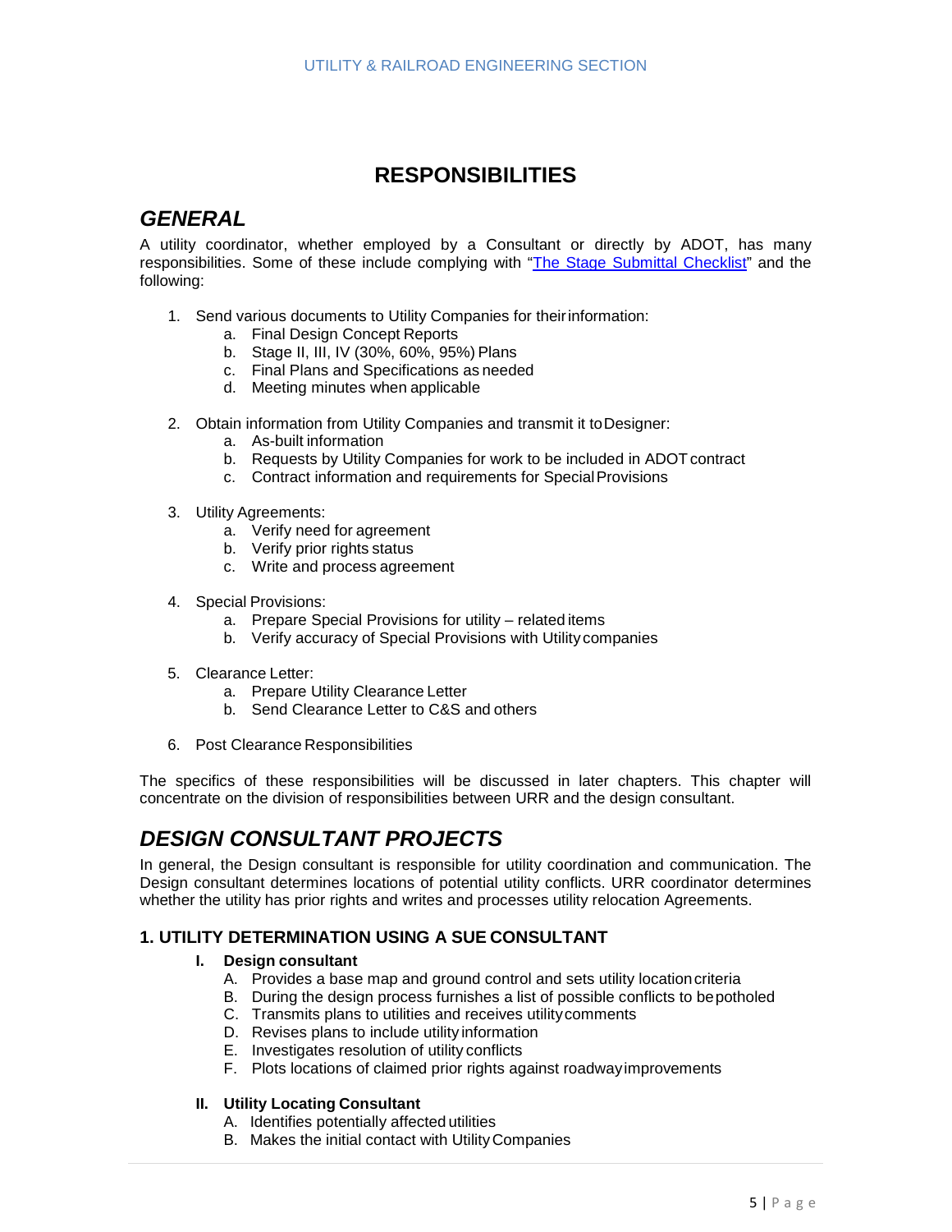# RESPONSIBILITIES

## *GENERAL*

A utility coordinator, whether employed by a Consultant or directly by ADOT, has many responsibilities. Some of these include complying with "[The Stage Submittal Checklist]" and the following:

1. Send various documents to Utility Companies for their information:
   a. Final Design Concept Reports
   b. Stage II, III, IV (30%, 60%, 95%) Plans
   c. Final Plans and Specifications as needed
   d. Meeting minutes when applicable

2. Obtain information from Utility Companies and transmit it to Designer:
   a. As-built information
   b. Requests by Utility Companies for work to be included in ADOT contract
   c. Contract information and requirements for Special Provisions

3. Utility Agreements:
   a. Verify need for agreement
   b. Verify prior rights status
   c. Write and process agreement

4. Special Provisions:
   a. Prepare Special Provisions for utility – related items
   b. Verify accuracy of Special Provisions with Utility companies

5. Clearance Letter:
   a. Prepare Utility Clearance Letter
   b. Send Clearance Letter to C&S and others

6. Post Clearance Responsibilities

The specifics of these responsibilities will be discussed in later chapters. This chapter will concentrate on the division of responsibilities between URR and the design consultant.

## *DESIGN CONSULTANT PROJECTS*

In general, the Design consultant is responsible for utility coordination and communication. The Design consultant determines locations of potential utility conflicts. URR coordinator determines whether the utility has prior rights and writes and processes utility relocation Agreements.

### 1. UTILITY DETERMINATION USING A SUE CONSULTANT

**I. Design consultant**

A. Provides a base map and ground control and sets utility location criteria
B. During the design process furnishes a list of possible conflicts to be potholed
C. Transmits plans to utilities and receives utility comments
D. Revises plans to include utility information
E. Investigates resolution of utility conflicts
F. Plots locations of claimed prior rights against roadway improvements

**II. Utility Locating Consultant**

A. Identifies potentially affected utilities
B. Makes the initial contact with Utility Companies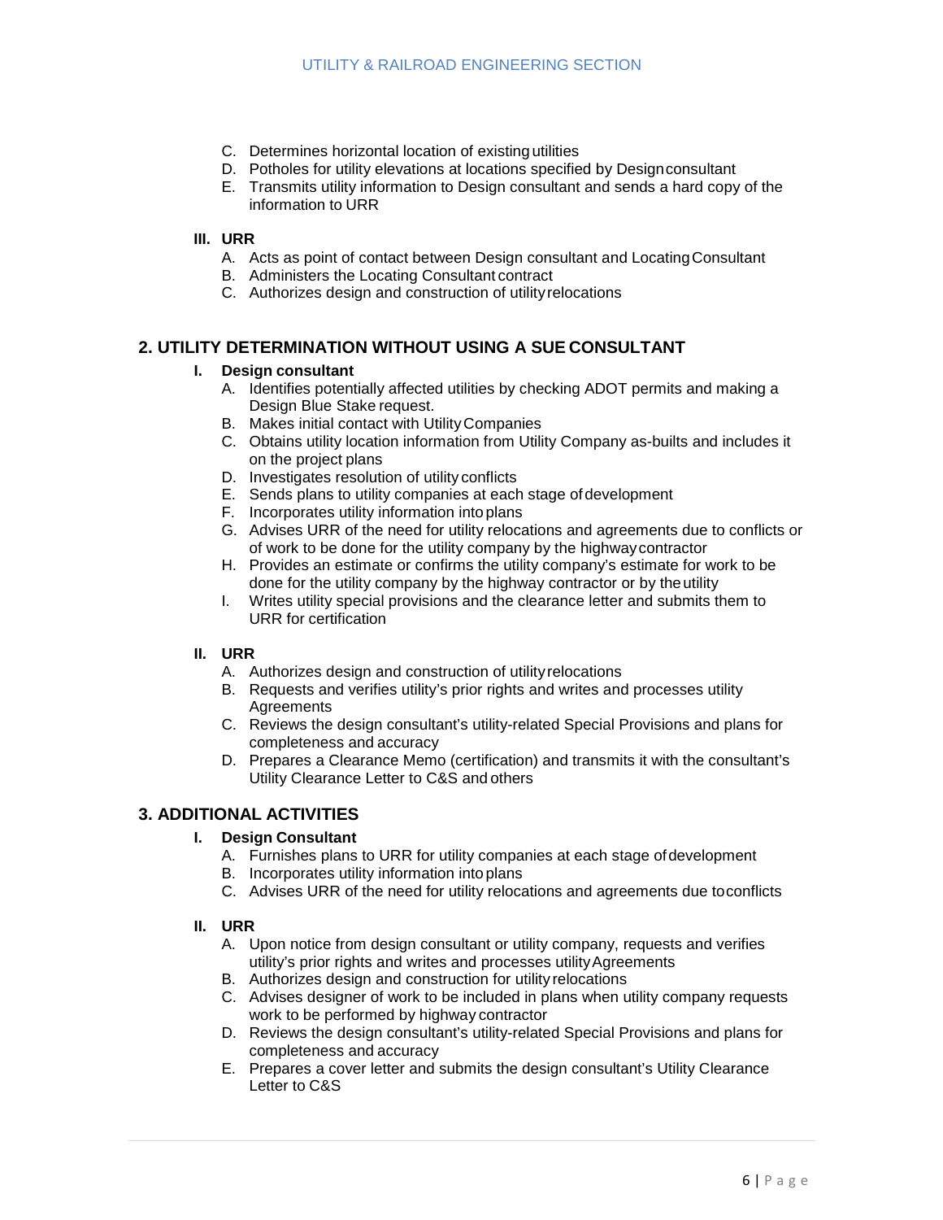C. Determines horizontal location of existing utilities
D. Potholes for utility elevations at locations specified by Design consultant
E. Transmits utility information to Design consultant and sends a hard copy of the information to URR

**III. URR**

A. Acts as point of contact between Design consultant and Locating Consultant
B. Administers the Locating Consultant contract
C. Authorizes design and construction of utility relocations

## 2. UTILITY DETERMINATION WITHOUT USING A SUE CONSULTANT

**I. Design consultant**

A. Identifies potentially affected utilities by checking ADOT permits and making a Design Blue Stake request.
B. Makes initial contact with Utility Companies
C. Obtains utility location information from Utility Company as-builts and includes it on the project plans
D. Investigates resolution of utility conflicts
E. Sends plans to utility companies at each stage of development
F. Incorporates utility information into plans
G. Advises URR of the need for utility relocations and agreements due to conflicts or of work to be done for the utility company by the highway contractor
H. Provides an estimate or confirms the utility company's estimate for work to be done for the utility company by the highway contractor or by the utility
I. Writes utility special provisions and the clearance letter and submits them to URR for certification

**II. URR**

A. Authorizes design and construction of utility relocations
B. Requests and verifies utility's prior rights and writes and processes utility Agreements
C. Reviews the design consultant's utility-related Special Provisions and plans for completeness and accuracy
D. Prepares a Clearance Memo (certification) and transmits it with the consultant's Utility Clearance Letter to C&S and others

## 3. ADDITIONAL ACTIVITIES

**I. Design Consultant**

A. Furnishes plans to URR for utility companies at each stage of development
B. Incorporates utility information into plans
C. Advises URR of the need for utility relocations and agreements due to conflicts

**II. URR**

A. Upon notice from design consultant or utility company, requests and verifies utility's prior rights and writes and processes utility Agreements
B. Authorizes design and construction for utility relocations
C. Advises designer of work to be included in plans when utility company requests work to be performed by highway contractor
D. Reviews the design consultant's utility-related Special Provisions and plans for completeness and accuracy
E. Prepares a cover letter and submits the design consultant's Utility Clearance Letter to C&S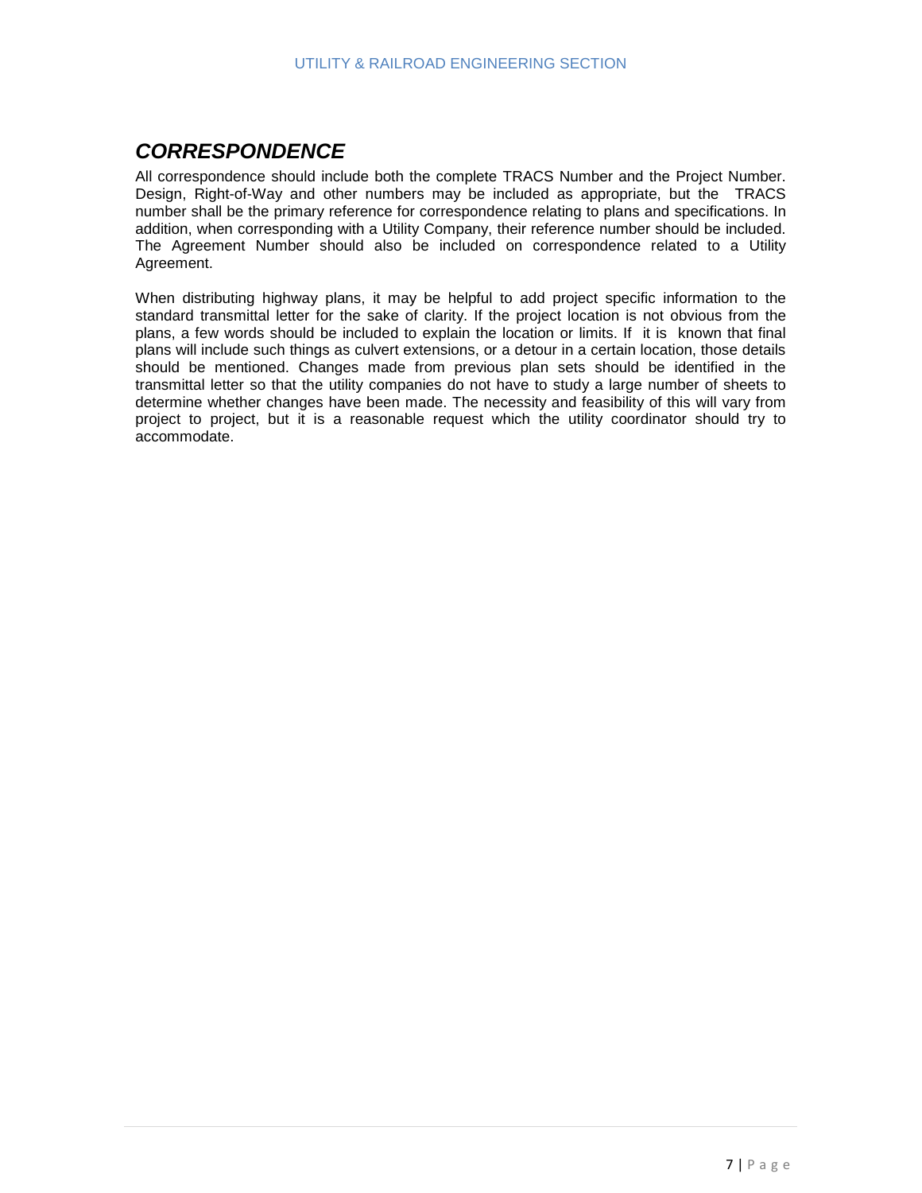## ***CORRESPONDENCE***

All correspondence should include both the complete TRACS Number and the Project Number. Design, Right-of-Way and other numbers may be included as appropriate, but the TRACS number shall be the primary reference for correspondence relating to plans and specifications. In addition, when corresponding with a Utility Company, their reference number should be included. The Agreement Number should also be included on correspondence related to a Utility Agreement.

When distributing highway plans, it may be helpful to add project specific information to the standard transmittal letter for the sake of clarity. If the project location is not obvious from the plans, a few words should be included to explain the location or limits. If it is known that final plans will include such things as culvert extensions, or a detour in a certain location, those details should be mentioned. Changes made from previous plan sets should be identified in the transmittal letter so that the utility companies do not have to study a large number of sheets to determine whether changes have been made. The necessity and feasibility of this will vary from project to project, but it is a reasonable request which the utility coordinator should try to accommodate.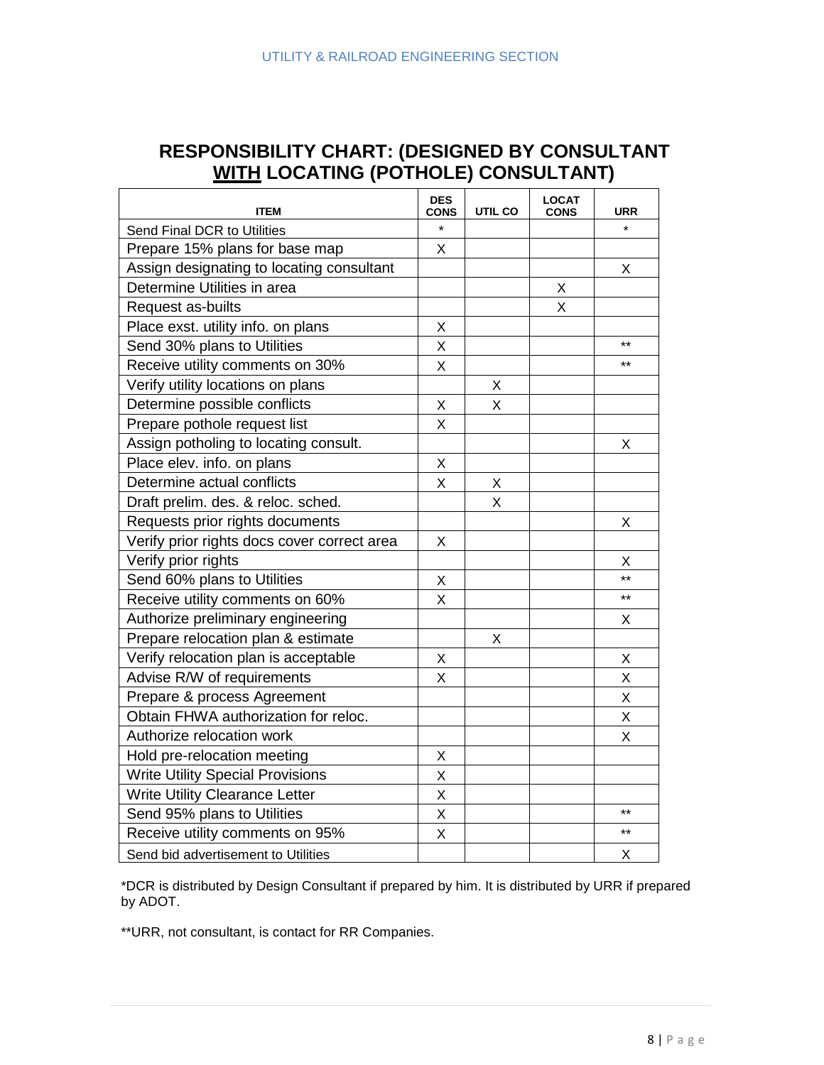## RESPONSIBILITY CHART: (DESIGNED BY CONSULTANT WITH LOCATING (POTHOLE) CONSULTANT)

| ITEM | DES CONS | UTIL CO | LOCAT CONS | URR |
|---|---|---|---|---|
| Send Final DCR to Utilities | * | | | * |
| Prepare 15% plans for base map | X | | | |
| Assign designating to locating consultant | | | | X |
| Determine Utilities in area | | | X | |
| Request as-builts | | | X | |
| Place exst. utility info. on plans | X | | | |
| Send 30% plans to Utilities | X | | | ** |
| Receive utility comments on 30% | X | | | ** |
| Verify utility locations on plans | | X | | |
| Determine possible conflicts | X | X | | |
| Prepare pothole request list | X | | | |
| Assign potholing to locating consult. | | | | X |
| Place elev. info. on plans | X | | | |
| Determine actual conflicts | X | X | | |
| Draft prelim. des. & reloc. sched. | | X | | |
| Requests prior rights documents | | | | X |
| Verify prior rights docs cover correct area | X | | | |
| Verify prior rights | | | | X |
| Send 60% plans to Utilities | X | | | ** |
| Receive utility comments on 60% | X | | | ** |
| Authorize preliminary engineering | | | | X |
| Prepare relocation plan & estimate | | X | | |
| Verify relocation plan is acceptable | X | | | X |
| Advise R/W of requirements | X | | | X |
| Prepare & process Agreement | | | | X |
| Obtain FHWA authorization for reloc. | | | | X |
| Authorize relocation work | | | | X |
| Hold pre-relocation meeting | X | | | |
| Write Utility Special Provisions | X | | | |
| Write Utility Clearance Letter | X | | | |
| Send 95% plans to Utilities | X | | | ** |
| Receive utility comments on 95% | X | | | ** |
| Send bid advertisement to Utilities | | | | X |

*DCR is distributed by Design Consultant if prepared by him. It is distributed by URR if prepared by ADOT.

**URR, not consultant, is contact for RR Companies.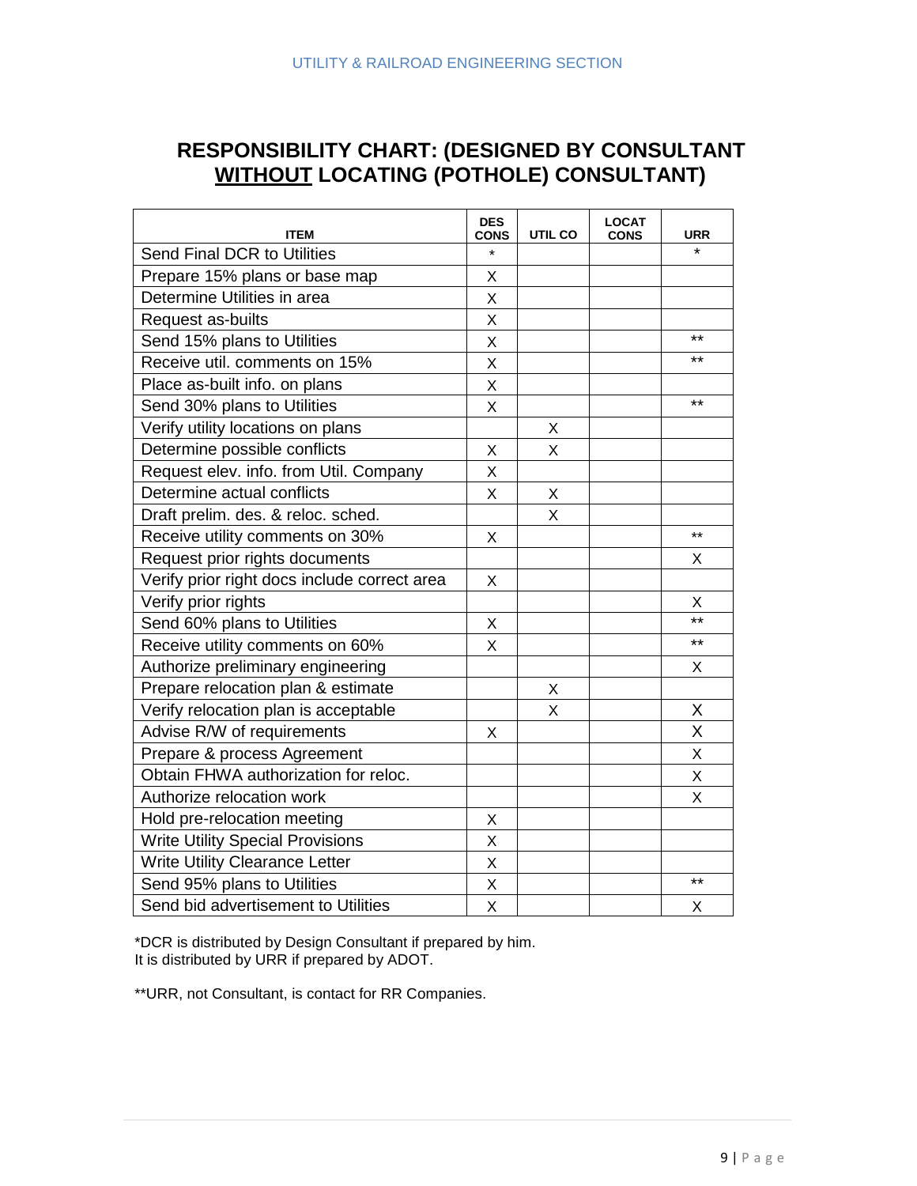## RESPONSIBILITY CHART: (DESIGNED BY CONSULTANT WITHOUT LOCATING (POTHOLE) CONSULTANT)

| ITEM | DES CONS | UTIL CO | LOCAT CONS | URR |
|---|---|---|---|---|
| Send Final DCR to Utilities | * | | | * |
| Prepare 15% plans or base map | X | | | |
| Determine Utilities in area | X | | | |
| Request as-builts | X | | | |
| Send 15% plans to Utilities | X | | | ** |
| Receive util. comments on 15% | X | | | ** |
| Place as-built info. on plans | X | | | |
| Send 30% plans to Utilities | X | | | ** |
| Verify utility locations on plans | | X | | |
| Determine possible conflicts | X | X | | |
| Request elev. info. from Util. Company | X | | | |
| Determine actual conflicts | X | X | | |
| Draft prelim. des. & reloc. sched. | | X | | |
| Receive utility comments on 30% | X | | | ** |
| Request prior rights documents | | | | X |
| Verify prior right docs include correct area | X | | | |
| Verify prior rights | | | | X |
| Send 60% plans to Utilities | X | | | ** |
| Receive utility comments on 60% | X | | | ** |
| Authorize preliminary engineering | | | | X |
| Prepare relocation plan & estimate | | X | | |
| Verify relocation plan is acceptable | | X | | X |
| Advise R/W of requirements | X | | | X |
| Prepare & process Agreement | | | | X |
| Obtain FHWA authorization for reloc. | | | | X |
| Authorize relocation work | | | | X |
| Hold pre-relocation meeting | X | | | |
| Write Utility Special Provisions | X | | | |
| Write Utility Clearance Letter | X | | | |
| Send 95% plans to Utilities | X | | | ** |
| Send bid advertisement to Utilities | X | | | X |

*DCR is distributed by Design Consultant if prepared by him.
It is distributed by URR if prepared by ADOT.

**URR, not Consultant, is contact for RR Companies.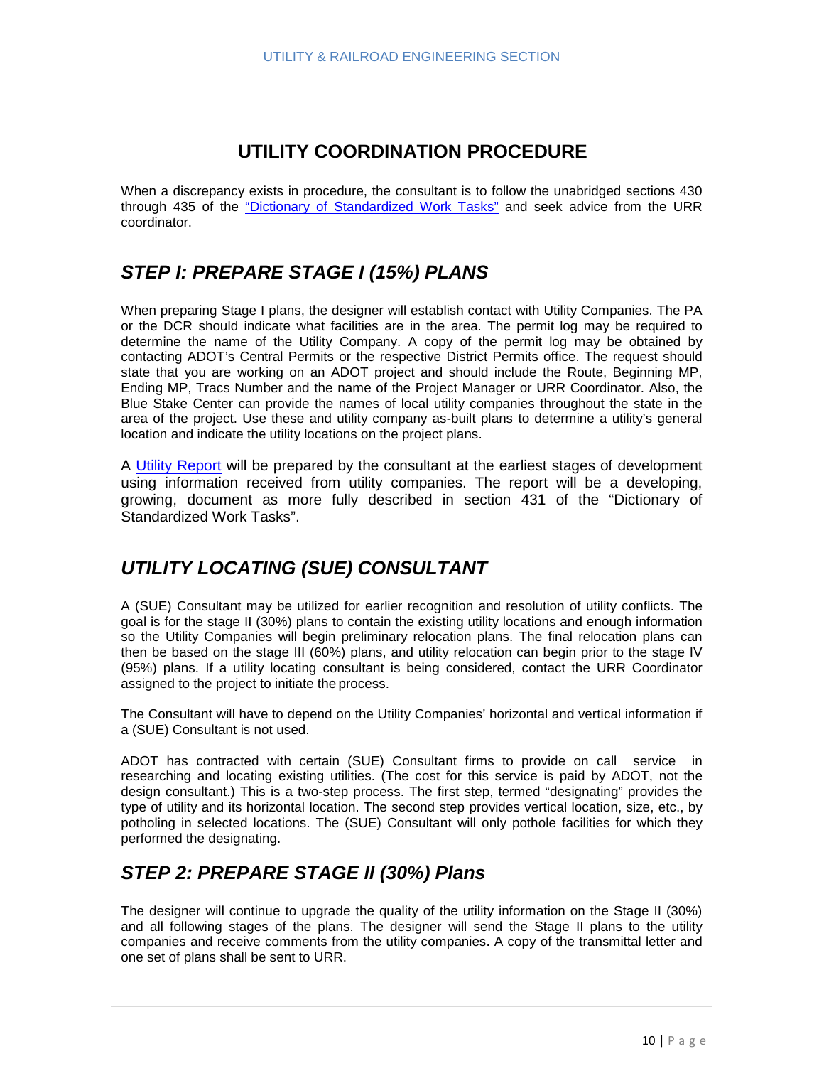# UTILITY COORDINATION PROCEDURE

When a discrepancy exists in procedure, the consultant is to follow the unabridged sections 430 through 435 of the "Dictionary of Standardized Work Tasks" and seek advice from the URR coordinator.

## *STEP I: PREPARE STAGE I (15%) PLANS*

When preparing Stage I plans, the designer will establish contact with Utility Companies. The PA or the DCR should indicate what facilities are in the area. The permit log may be required to determine the name of the Utility Company. A copy of the permit log may be obtained by contacting ADOT's Central Permits or the respective District Permits office. The request should state that you are working on an ADOT project and should include the Route, Beginning MP, Ending MP, Tracs Number and the name of the Project Manager or URR Coordinator. Also, the Blue Stake Center can provide the names of local utility companies throughout the state in the area of the project. Use these and utility company as-built plans to determine a utility's general location and indicate the utility locations on the project plans.

A Utility Report will be prepared by the consultant at the earliest stages of development using information received from utility companies. The report will be a developing, growing, document as more fully described in section 431 of the "Dictionary of Standardized Work Tasks".

## *UTILITY LOCATING (SUE) CONSULTANT*

A (SUE) Consultant may be utilized for earlier recognition and resolution of utility conflicts. The goal is for the stage II (30%) plans to contain the existing utility locations and enough information so the Utility Companies will begin preliminary relocation plans. The final relocation plans can then be based on the stage III (60%) plans, and utility relocation can begin prior to the stage IV (95%) plans. If a utility locating consultant is being considered, contact the URR Coordinator assigned to the project to initiate the process.

The Consultant will have to depend on the Utility Companies' horizontal and vertical information if a (SUE) Consultant is not used.

ADOT has contracted with certain (SUE) Consultant firms to provide on call service in researching and locating existing utilities. (The cost for this service is paid by ADOT, not the design consultant.) This is a two-step process. The first step, termed "designating" provides the type of utility and its horizontal location. The second step provides vertical location, size, etc., by potholing in selected locations. The (SUE) Consultant will only pothole facilities for which they performed the designating.

## *STEP 2: PREPARE STAGE II (30%) Plans*

The designer will continue to upgrade the quality of the utility information on the Stage II (30%) and all following stages of the plans. The designer will send the Stage II plans to the utility companies and receive comments from the utility companies. A copy of the transmittal letter and one set of plans shall be sent to URR.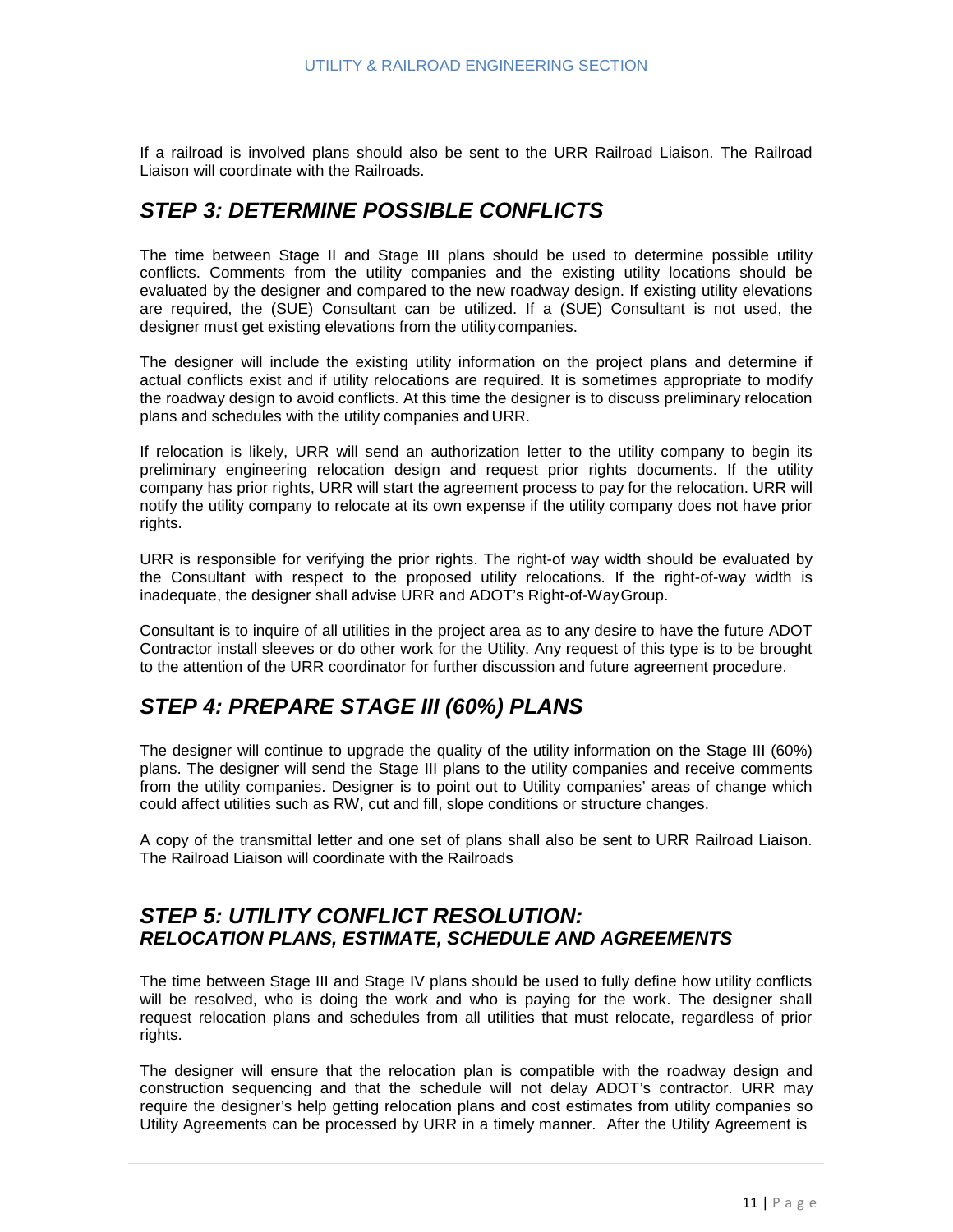If a railroad is involved plans should also be sent to the URR Railroad Liaison. The Railroad Liaison will coordinate with the Railroads.

## *STEP 3: DETERMINE POSSIBLE CONFLICTS*

The time between Stage II and Stage III plans should be used to determine possible utility conflicts. Comments from the utility companies and the existing utility locations should be evaluated by the designer and compared to the new roadway design. If existing utility elevations are required, the (SUE) Consultant can be utilized. If a (SUE) Consultant is not used, the designer must get existing elevations from the utility companies.

The designer will include the existing utility information on the project plans and determine if actual conflicts exist and if utility relocations are required. It is sometimes appropriate to modify the roadway design to avoid conflicts. At this time the designer is to discuss preliminary relocation plans and schedules with the utility companies and URR.

If relocation is likely, URR will send an authorization letter to the utility company to begin its preliminary engineering relocation design and request prior rights documents. If the utility company has prior rights, URR will start the agreement process to pay for the relocation. URR will notify the utility company to relocate at its own expense if the utility company does not have prior rights.

URR is responsible for verifying the prior rights. The right-of way width should be evaluated by the Consultant with respect to the proposed utility relocations. If the right-of-way width is inadequate, the designer shall advise URR and ADOT's Right-of-Way Group.

Consultant is to inquire of all utilities in the project area as to any desire to have the future ADOT Contractor install sleeves or do other work for the Utility. Any request of this type is to be brought to the attention of the URR coordinator for further discussion and future agreement procedure.

## *STEP 4: PREPARE STAGE III (60%) PLANS*

The designer will continue to upgrade the quality of the utility information on the Stage III (60%) plans. The designer will send the Stage III plans to the utility companies and receive comments from the utility companies. Designer is to point out to Utility companies' areas of change which could affect utilities such as RW, cut and fill, slope conditions or structure changes.

A copy of the transmittal letter and one set of plans shall also be sent to URR Railroad Liaison. The Railroad Liaison will coordinate with the Railroads

## *STEP 5: UTILITY CONFLICT RESOLUTION: RELOCATION PLANS, ESTIMATE, SCHEDULE AND AGREEMENTS*

The time between Stage III and Stage IV plans should be used to fully define how utility conflicts will be resolved, who is doing the work and who is paying for the work. The designer shall request relocation plans and schedules from all utilities that must relocate, regardless of prior rights.

The designer will ensure that the relocation plan is compatible with the roadway design and construction sequencing and that the schedule will not delay ADOT's contractor. URR may require the designer's help getting relocation plans and cost estimates from utility companies so Utility Agreements can be processed by URR in a timely manner. After the Utility Agreement is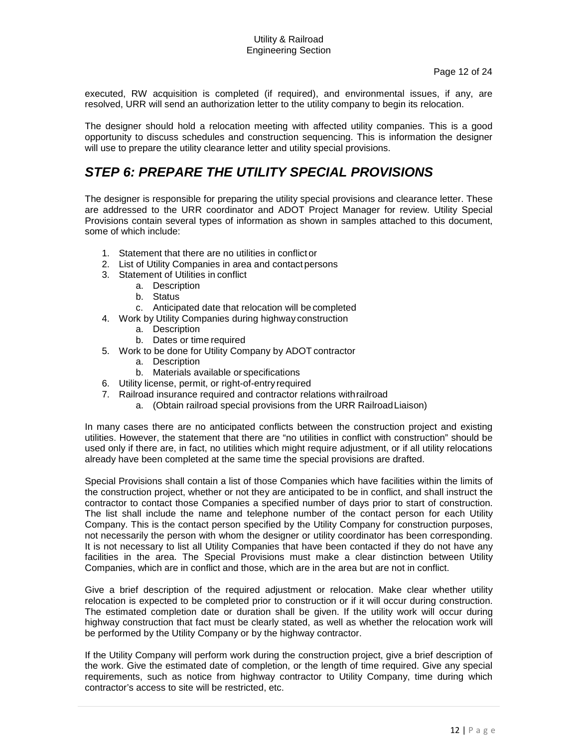executed, RW acquisition is completed (if required), and environmental issues, if any, are resolved, URR will send an authorization letter to the utility company to begin its relocation.

The designer should hold a relocation meeting with affected utility companies. This is a good opportunity to discuss schedules and construction sequencing. This is information the designer will use to prepare the utility clearance letter and utility special provisions.

## *STEP 6: PREPARE THE UTILITY SPECIAL PROVISIONS*

The designer is responsible for preparing the utility special provisions and clearance letter. These are addressed to the URR coordinator and ADOT Project Manager for review. Utility Special Provisions contain several types of information as shown in samples attached to this document, some of which include:

1. Statement that there are no utilities in conflict or
2. List of Utility Companies in area and contact persons
3. Statement of Utilities in conflict
   a. Description
   b. Status
   c. Anticipated date that relocation will be completed
4. Work by Utility Companies during highway construction
   a. Description
   b. Dates or time required
5. Work to be done for Utility Company by ADOT contractor
   a. Description
   b. Materials available or specifications
6. Utility license, permit, or right-of-entry required
7. Railroad insurance required and contractor relations with railroad
   a. (Obtain railroad special provisions from the URR Railroad Liaison)

In many cases there are no anticipated conflicts between the construction project and existing utilities. However, the statement that there are "no utilities in conflict with construction" should be used only if there are, in fact, no utilities which might require adjustment, or if all utility relocations already have been completed at the same time the special provisions are drafted.

Special Provisions shall contain a list of those Companies which have facilities within the limits of the construction project, whether or not they are anticipated to be in conflict, and shall instruct the contractor to contact those Companies a specified number of days prior to start of construction. The list shall include the name and telephone number of the contact person for each Utility Company. This is the contact person specified by the Utility Company for construction purposes, not necessarily the person with whom the designer or utility coordinator has been corresponding. It is not necessary to list all Utility Companies that have been contacted if they do not have any facilities in the area. The Special Provisions must make a clear distinction between Utility Companies, which are in conflict and those, which are in the area but are not in conflict.

Give a brief description of the required adjustment or relocation. Make clear whether utility relocation is expected to be completed prior to construction or if it will occur during construction. The estimated completion date or duration shall be given. If the utility work will occur during highway construction that fact must be clearly stated, as well as whether the relocation work will be performed by the Utility Company or by the highway contractor.

If the Utility Company will perform work during the construction project, give a brief description of the work. Give the estimated date of completion, or the length of time required. Give any special requirements, such as notice from highway contractor to Utility Company, time during which contractor's access to site will be restricted, etc.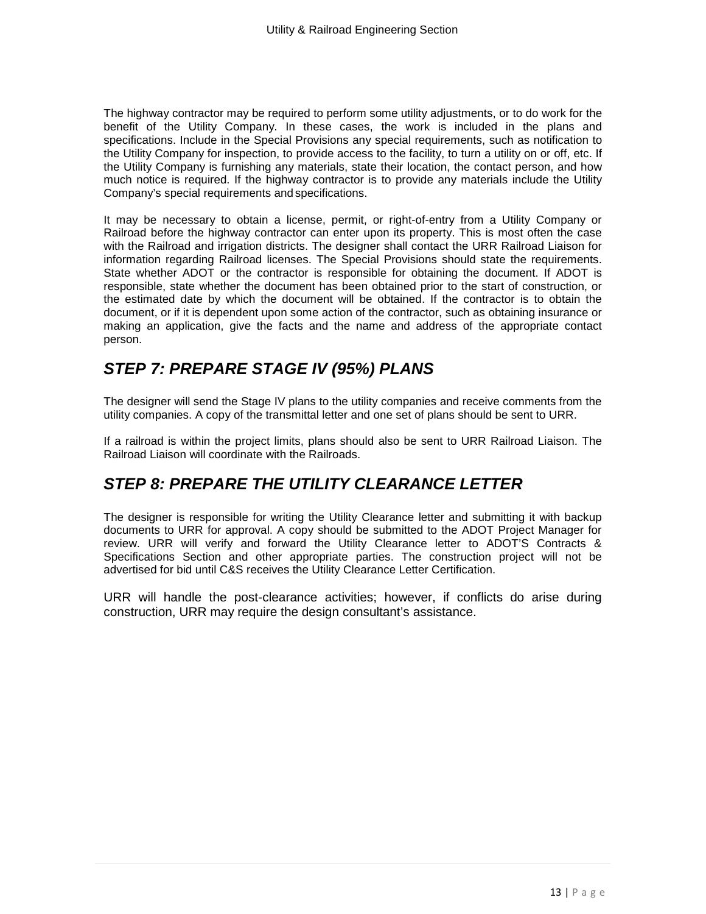The highway contractor may be required to perform some utility adjustments, or to do work for the benefit of the Utility Company. In these cases, the work is included in the plans and specifications. Include in the Special Provisions any special requirements, such as notification to the Utility Company for inspection, to provide access to the facility, to turn a utility on or off, etc. If the Utility Company is furnishing any materials, state their location, the contact person, and how much notice is required. If the highway contractor is to provide any materials include the Utility Company's special requirements and specifications.

It may be necessary to obtain a license, permit, or right-of-entry from a Utility Company or Railroad before the highway contractor can enter upon its property. This is most often the case with the Railroad and irrigation districts. The designer shall contact the URR Railroad Liaison for information regarding Railroad licenses. The Special Provisions should state the requirements. State whether ADOT or the contractor is responsible for obtaining the document. If ADOT is responsible, state whether the document has been obtained prior to the start of construction, or the estimated date by which the document will be obtained. If the contractor is to obtain the document, or if it is dependent upon some action of the contractor, such as obtaining insurance or making an application, give the facts and the name and address of the appropriate contact person.

## *STEP 7: PREPARE STAGE IV (95%) PLANS*

The designer will send the Stage IV plans to the utility companies and receive comments from the utility companies. A copy of the transmittal letter and one set of plans should be sent to URR.

If a railroad is within the project limits, plans should also be sent to URR Railroad Liaison. The Railroad Liaison will coordinate with the Railroads.

## *STEP 8: PREPARE THE UTILITY CLEARANCE LETTER*

The designer is responsible for writing the Utility Clearance letter and submitting it with backup documents to URR for approval. A copy should be submitted to the ADOT Project Manager for review. URR will verify and forward the Utility Clearance letter to ADOT'S Contracts & Specifications Section and other appropriate parties. The construction project will not be advertised for bid until C&S receives the Utility Clearance Letter Certification.

URR will handle the post-clearance activities; however, if conflicts do arise during construction, URR may require the design consultant's assistance.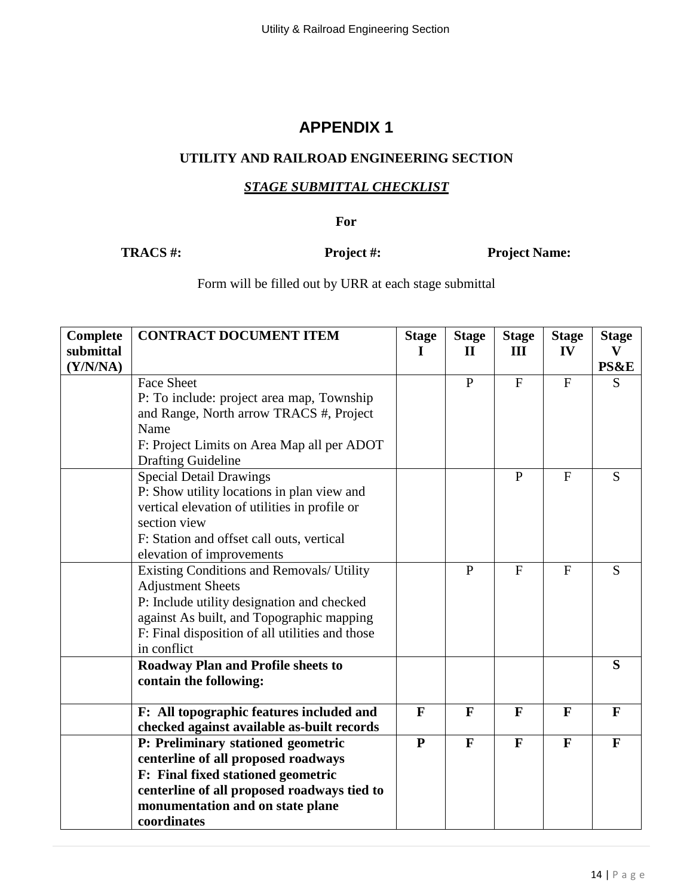# APPENDIX 1

## UTILITY AND RAILROAD ENGINEERING SECTION

### ***STAGE SUBMITTAL CHECKLIST***

**For**

**TRACS #:** **Project #:** **Project Name:**

Form will be filled out by URR at each stage submittal

| Complete submittal (Y/N/NA) | CONTRACT DOCUMENT ITEM | Stage I | Stage II | Stage III | Stage IV | Stage V PS&E |
|---|---|---|---|---|---|---|
| | Face Sheet<br>P: To include: project area map, Township and Range, North arrow TRACS #, Project Name<br>F: Project Limits on Area Map all per ADOT Drafting Guideline | | P | F | F | S |
| | Special Detail Drawings<br>P: Show utility locations in plan view and vertical elevation of utilities in profile or section view<br>F: Station and offset call outs, vertical elevation of improvements | | | P | F | S |
| | Existing Conditions and Removals/ Utility Adjustment Sheets<br>P: Include utility designation and checked against As built, and Topographic mapping<br>F: Final disposition of all utilities and those in conflict | | P | F | F | S |
| | **Roadway Plan and Profile sheets to contain the following:** | | | | | **S** |
| | **F: All topographic features included and checked against available as-built records** | **F** | **F** | **F** | **F** | **F** |
| | **P: Preliminary stationed geometric centerline of all proposed roadways**<br>**F: Final fixed stationed geometric centerline of all proposed roadways tied to monumentation and on state plane coordinates** | **P** | **F** | **F** | **F** | **F** |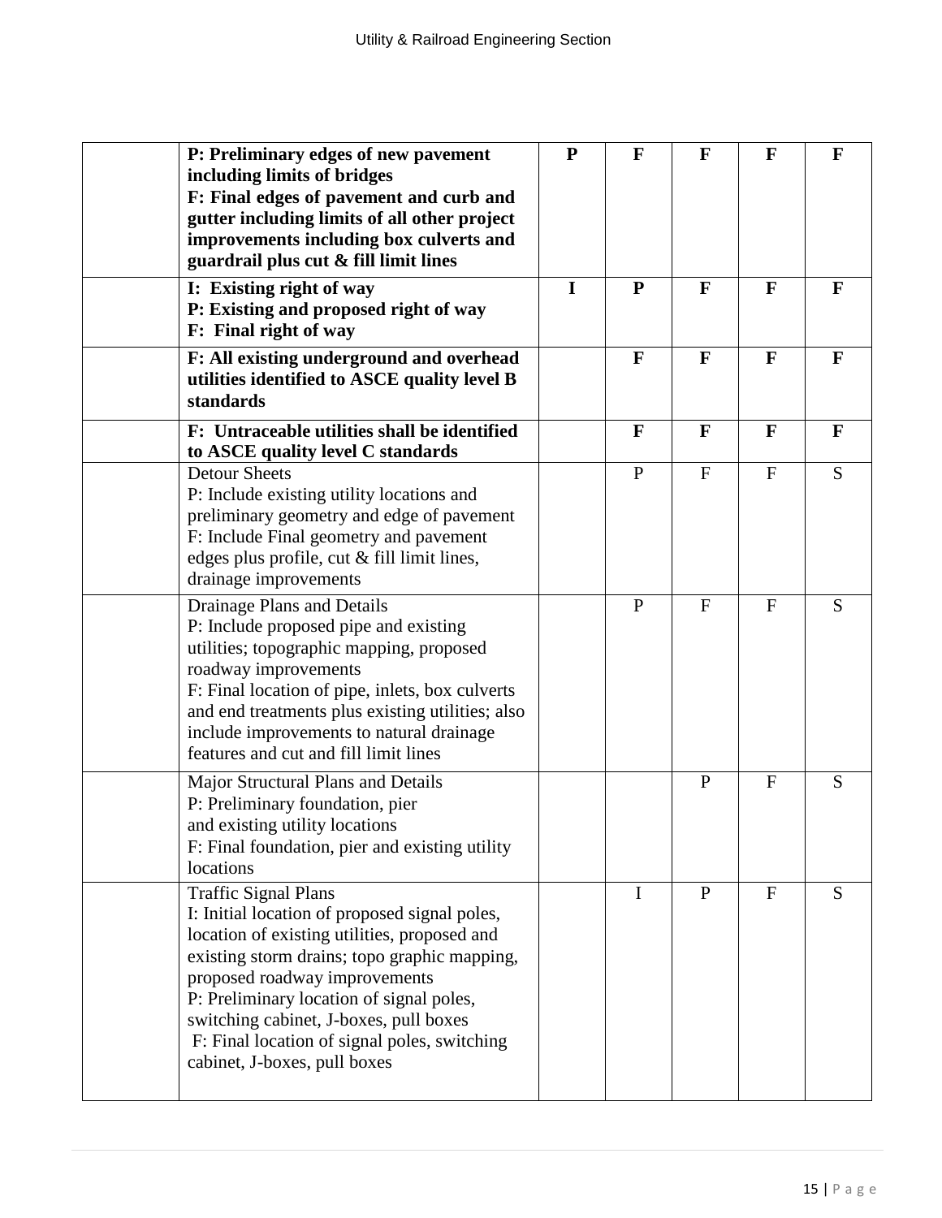| | | | | | | |
|---|---|---|---|---|---|---|
| | **P: Preliminary edges of new pavement including limits of bridges**<br>**F: Final edges of pavement and curb and gutter including limits of all other project improvements including box culverts and guardrail plus cut & fill limit lines** | **P** | **F** | **F** | **F** | **F** |
| | **I: Existing right of way**<br>**P: Existing and proposed right of way**<br>**F: Final right of way** | **I** | **P** | **F** | **F** | **F** |
| | **F: All existing underground and overhead utilities identified to ASCE quality level B standards** | | **F** | **F** | **F** | **F** |
| | **F: Untraceable utilities shall be identified to ASCE quality level C standards** | | **F** | **F** | **F** | **F** |
| | Detour Sheets<br>P: Include existing utility locations and preliminary geometry and edge of pavement<br>F: Include Final geometry and pavement edges plus profile, cut & fill limit lines, drainage improvements | | P | F | F | S |
| | Drainage Plans and Details<br>P: Include proposed pipe and existing utilities; topographic mapping, proposed roadway improvements<br>F: Final location of pipe, inlets, box culverts and end treatments plus existing utilities; also include improvements to natural drainage features and cut and fill limit lines | | P | F | F | S |
| | Major Structural Plans and Details<br>P: Preliminary foundation, pier and existing utility locations<br>F: Final foundation, pier and existing utility locations | | | P | F | S |
| | Traffic Signal Plans<br>I: Initial location of proposed signal poles, location of existing utilities, proposed and existing storm drains; topo graphic mapping, proposed roadway improvements<br>P: Preliminary location of signal poles, switching cabinet, J-boxes, pull boxes<br>F: Final location of signal poles, switching cabinet, J-boxes, pull boxes | | I | P | F | S |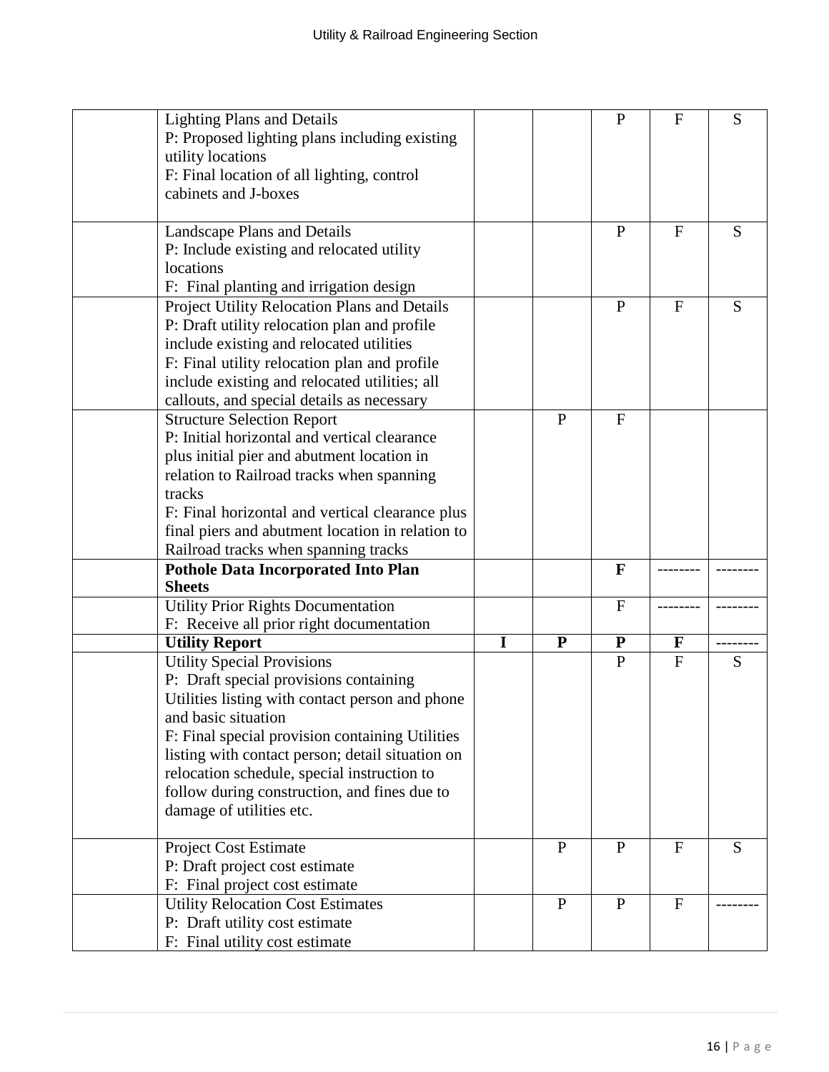| | | | | | | |
|---|---|---|---|---|---|---|
| | Lighting Plans and Details<br>P: Proposed lighting plans including existing utility locations<br>F: Final location of all lighting, control cabinets and J-boxes | | | P | F | S |
| | Landscape Plans and Details<br>P: Include existing and relocated utility locations<br>F: Final planting and irrigation design | | | P | F | S |
| | Project Utility Relocation Plans and Details<br>P: Draft utility relocation plan and profile include existing and relocated utilities<br>F: Final utility relocation plan and profile include existing and relocated utilities; all callouts, and special details as necessary | | | P | F | S |
| | Structure Selection Report<br>P: Initial horizontal and vertical clearance plus initial pier and abutment location in relation to Railroad tracks when spanning tracks<br>F: Final horizontal and vertical clearance plus final piers and abutment location in relation to Railroad tracks when spanning tracks | | P | F | | |
| | **Pothole Data Incorporated Into Plan Sheets** | | | **F** | -------- | -------- |
| | Utility Prior Rights Documentation<br>F: Receive all prior right documentation | | | F | -------- | -------- |
| | **Utility Report** | **I** | **P** | **P** | **F** | -------- |
| | Utility Special Provisions<br>P: Draft special provisions containing Utilities listing with contact person and phone and basic situation<br>F: Final special provision containing Utilities listing with contact person; detail situation on relocation schedule, special instruction to follow during construction, and fines due to damage of utilities etc. | | | P | F | S |
| | Project Cost Estimate<br>P: Draft project cost estimate<br>F: Final project cost estimate | | P | P | F | S |
| | Utility Relocation Cost Estimates<br>P: Draft utility cost estimate<br>F: Final utility cost estimate | | P | P | F | -------- |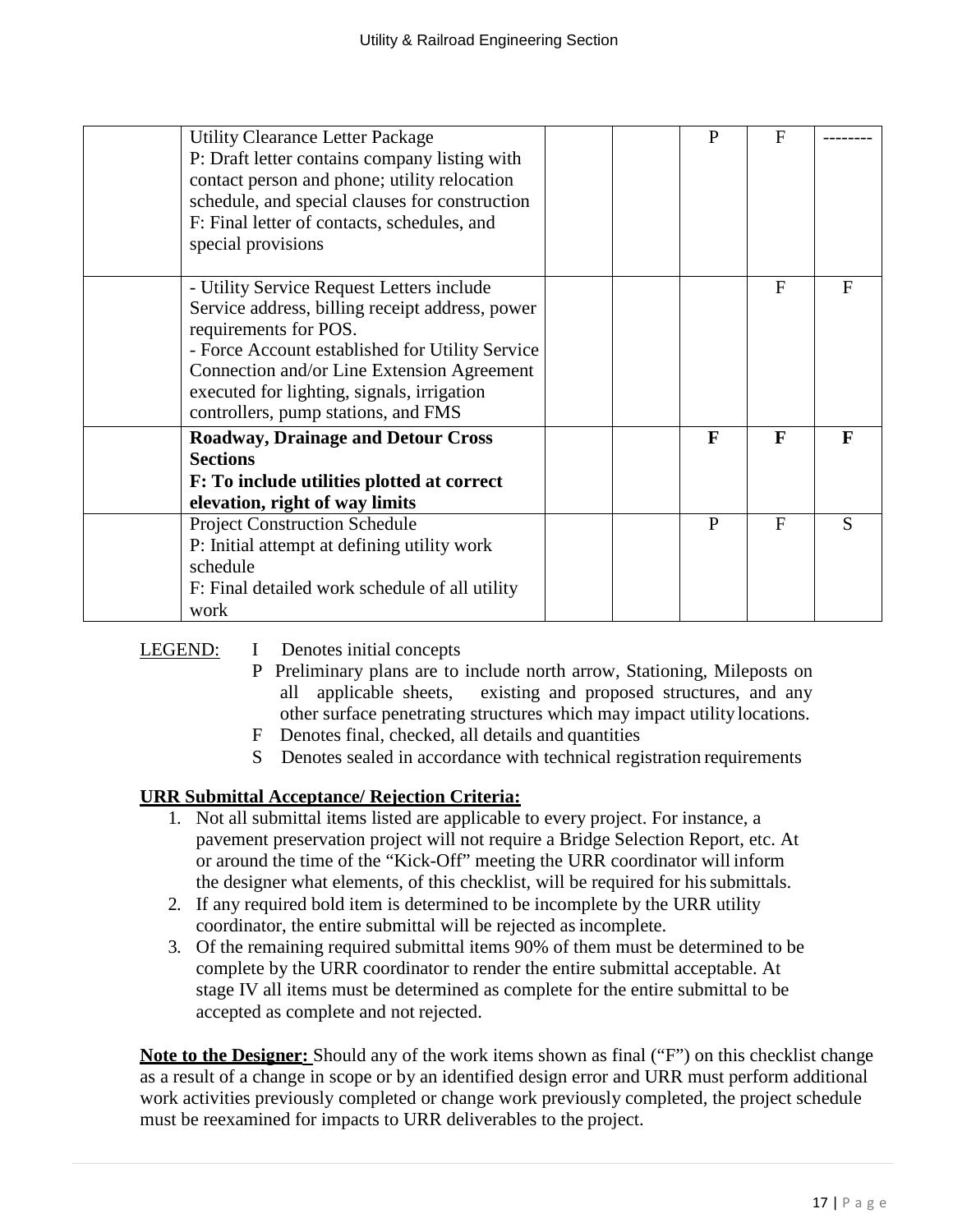| | | | | | | |
|---|---|---|---|---|---|---|
| | Utility Clearance Letter Package<br>P: Draft letter contains company listing with contact person and phone; utility relocation schedule, and special clauses for construction<br>F: Final letter of contacts, schedules, and special provisions | | | P | F | -------- |
| | - Utility Service Request Letters include Service address, billing receipt address, power requirements for POS.<br>- Force Account established for Utility Service Connection and/or Line Extension Agreement executed for lighting, signals, irrigation controllers, pump stations, and FMS | | | | F | F |
| | **Roadway, Drainage and Detour Cross Sections**<br>**F: To include utilities plotted at correct elevation, right of way limits** | | | **F** | **F** | **F** |
| | Project Construction Schedule<br>P: Initial attempt at defining utility work schedule<br>F: Final detailed work schedule of all utility work | | | P | F | S |

<u>LEGEND:</u>
- I Denotes initial concepts
- P Preliminary plans are to include north arrow, Stationing, Mileposts on all applicable sheets, existing and proposed structures, and any other surface penetrating structures which may impact utility locations.
- F Denotes final, checked, all details and quantities
- S Denotes sealed in accordance with technical registration requirements

**URR Submittal Acceptance/ Rejection Criteria:**

1. Not all submittal items listed are applicable to every project. For instance, a pavement preservation project will not require a Bridge Selection Report, etc. At or around the time of the "Kick-Off" meeting the URR coordinator will inform the designer what elements, of this checklist, will be required for his submittals.
2. If any required bold item is determined to be incomplete by the URR utility coordinator, the entire submittal will be rejected as incomplete.
3. Of the remaining required submittal items 90% of them must be determined to be complete by the URR coordinator to render the entire submittal acceptable. At stage IV all items must be determined as complete for the entire submittal to be accepted as complete and not rejected.

**Note to the Designer:** Should any of the work items shown as final ("F") on this checklist change as a result of a change in scope or by an identified design error and URR must perform additional work activities previously completed or change work previously completed, the project schedule must be reexamined for impacts to URR deliverables to the project.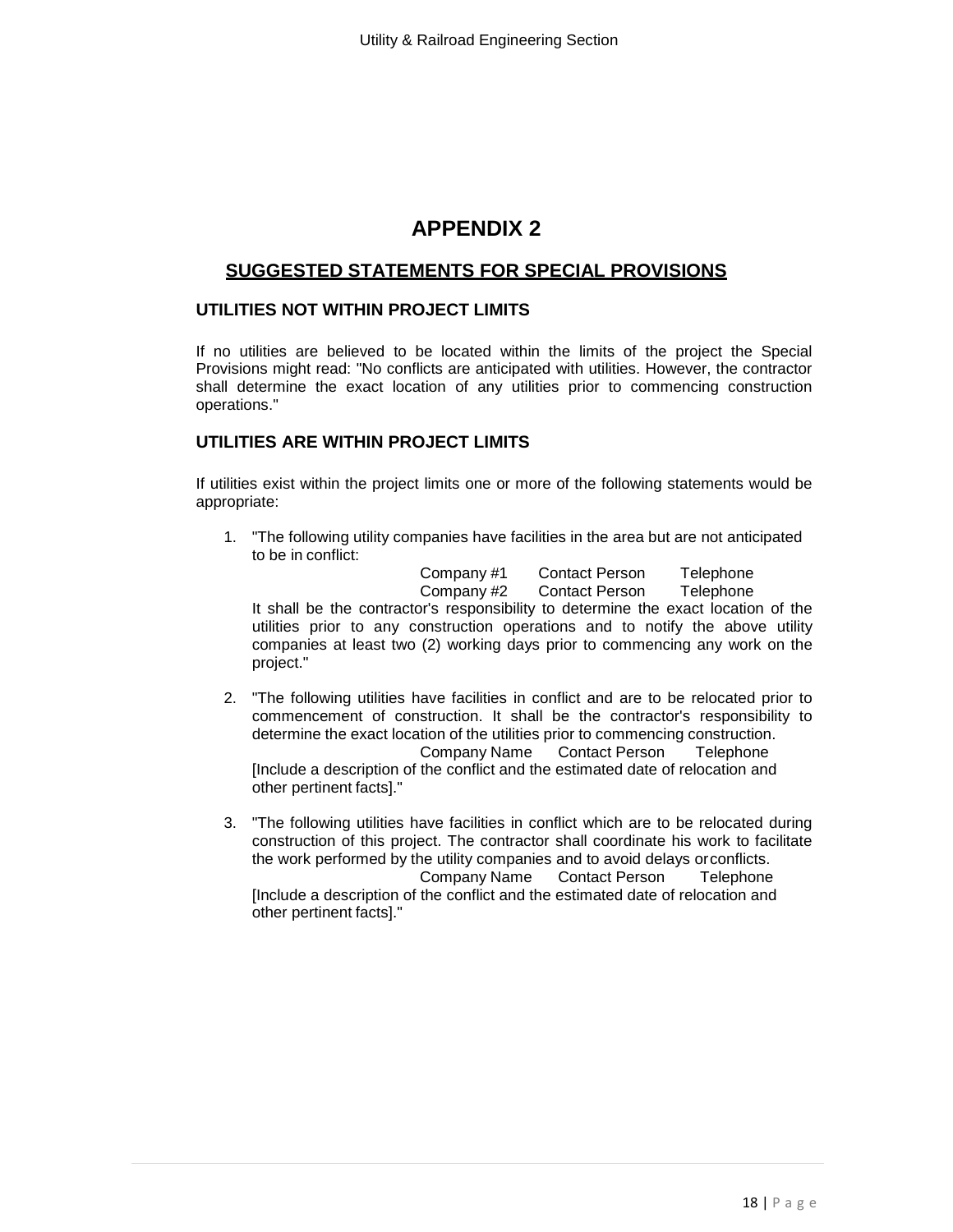# APPENDIX 2

## SUGGESTED STATEMENTS FOR SPECIAL PROVISIONS

### UTILITIES NOT WITHIN PROJECT LIMITS

If no utilities are believed to be located within the limits of the project the Special Provisions might read: "No conflicts are anticipated with utilities. However, the contractor shall determine the exact location of any utilities prior to commencing construction operations."

### UTILITIES ARE WITHIN PROJECT LIMITS

If utilities exist within the project limits one or more of the following statements would be appropriate:

1. "The following utility companies have facilities in the area but are not anticipated to be in conflict:

   Company #1 Contact Person Telephone
   Company #2 Contact Person Telephone

   It shall be the contractor's responsibility to determine the exact location of the utilities prior to any construction operations and to notify the above utility companies at least two (2) working days prior to commencing any work on the project."

2. "The following utilities have facilities in conflict and are to be relocated prior to commencement of construction. It shall be the contractor's responsibility to determine the exact location of the utilities prior to commencing construction.

   Company Name Contact Person Telephone

   [Include a description of the conflict and the estimated date of relocation and other pertinent facts]."

3. "The following utilities have facilities in conflict which are to be relocated during construction of this project. The contractor shall coordinate his work to facilitate the work performed by the utility companies and to avoid delays or conflicts.

   Company Name Contact Person Telephone

   [Include a description of the conflict and the estimated date of relocation and other pertinent facts]."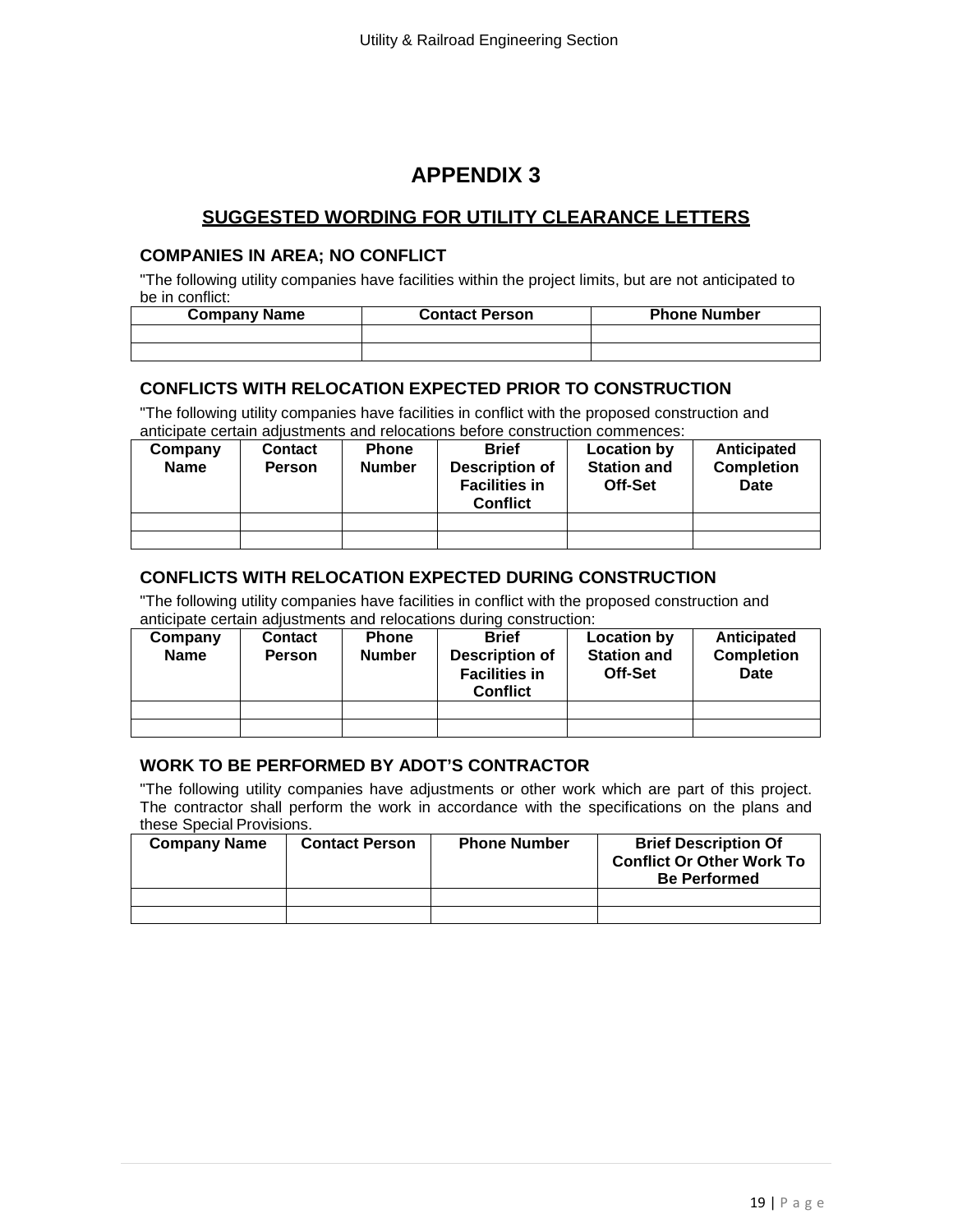# APPENDIX 3

## SUGGESTED WORDING FOR UTILITY CLEARANCE LETTERS

### COMPANIES IN AREA; NO CONFLICT

"The following utility companies have facilities within the project limits, but are not anticipated to be in conflict:

| Company Name | Contact Person | Phone Number |
|---|---|---|
| | | |
| | | |

### CONFLICTS WITH RELOCATION EXPECTED PRIOR TO CONSTRUCTION

"The following utility companies have facilities in conflict with the proposed construction and anticipate certain adjustments and relocations before construction commences:

| Company Name | Contact Person | Phone Number | Brief Description of Facilities in Conflict | Location by Station and Off-Set | Anticipated Completion Date |
|---|---|---|---|---|---|
| | | | | | |
| | | | | | |

### CONFLICTS WITH RELOCATION EXPECTED DURING CONSTRUCTION

"The following utility companies have facilities in conflict with the proposed construction and anticipate certain adjustments and relocations during construction:

| Company Name | Contact Person | Phone Number | Brief Description of Facilities in Conflict | Location by Station and Off-Set | Anticipated Completion Date |
|---|---|---|---|---|---|
| | | | | | |
| | | | | | |

### WORK TO BE PERFORMED BY ADOT'S CONTRACTOR

"The following utility companies have adjustments or other work which are part of this project. The contractor shall perform the work in accordance with the specifications on the plans and these Special Provisions.

| Company Name | Contact Person | Phone Number | Brief Description Of Conflict Or Other Work To Be Performed |
|---|---|---|---|
| | | | |
| | | | |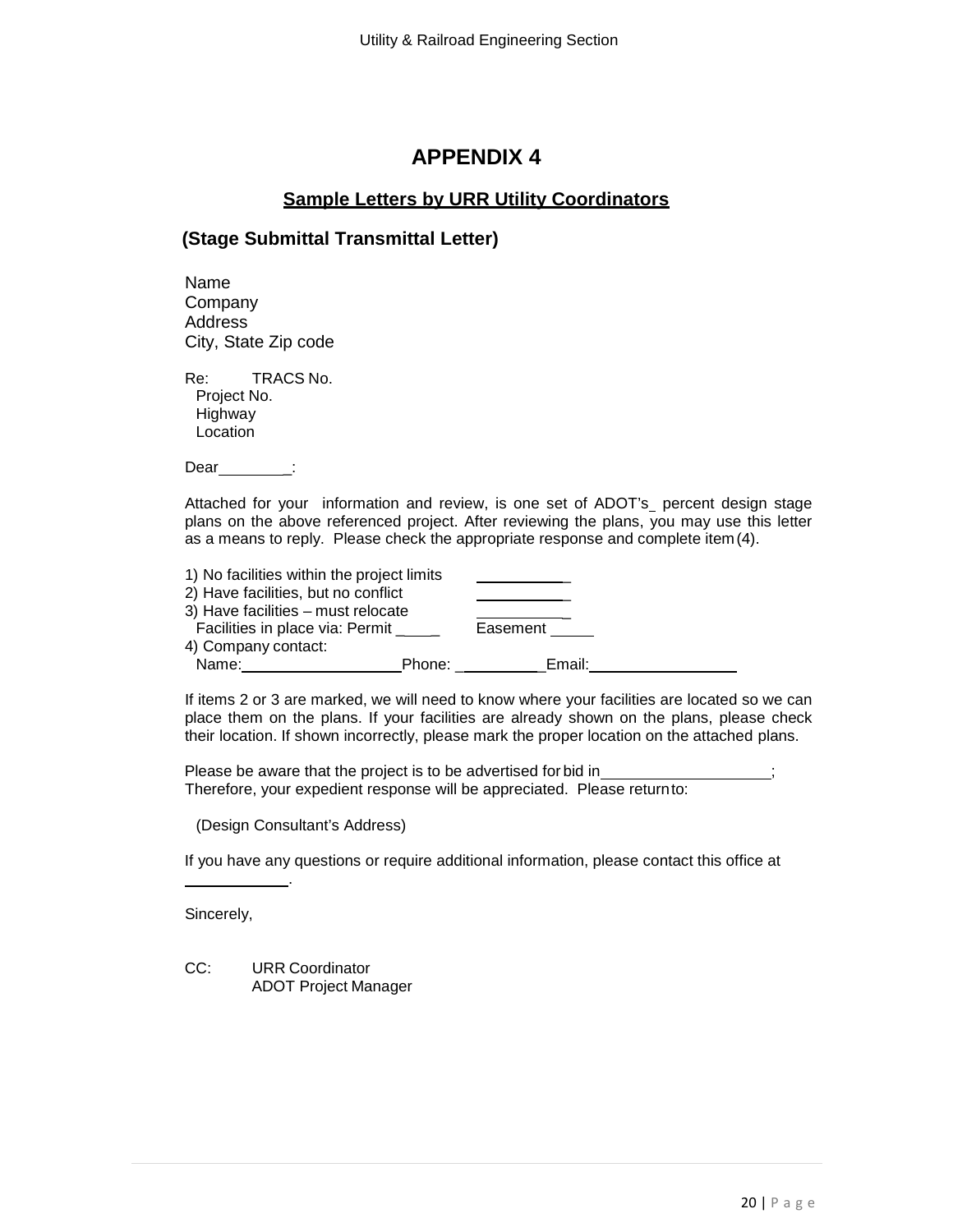# APPENDIX 4

## Sample Letters by URR Utility Coordinators

### (Stage Submittal Transmittal Letter)

Name
Company
Address
City, State Zip code

Re: TRACS No.
Project No.
Highway
Location

Dear_________:

Attached for your information and review, is one set of ADOT's_ percent design stage plans on the above referenced project. After reviewing the plans, you may use this letter as a means to reply. Please check the appropriate response and complete item (4).

1) No facilities within the project limits ___________
2) Have facilities, but no conflict ___________
3) Have facilities – must relocate ___________
Facilities in place via: Permit _____ Easement _____
4) Company contact:
Name:____________________Phone: ___________Email:__________________

If items 2 or 3 are marked, we will need to know where your facilities are located so we can place them on the plans. If your facilities are already shown on the plans, please check their location. If shown incorrectly, please mark the proper location on the attached plans.

Please be aware that the project is to be advertised for bid in____________________;
Therefore, your expedient response will be appreciated. Please return to:

(Design Consultant's Address)

If you have any questions or require additional information, please contact this office at ____________.

Sincerely,

CC: URR Coordinator
ADOT Project Manager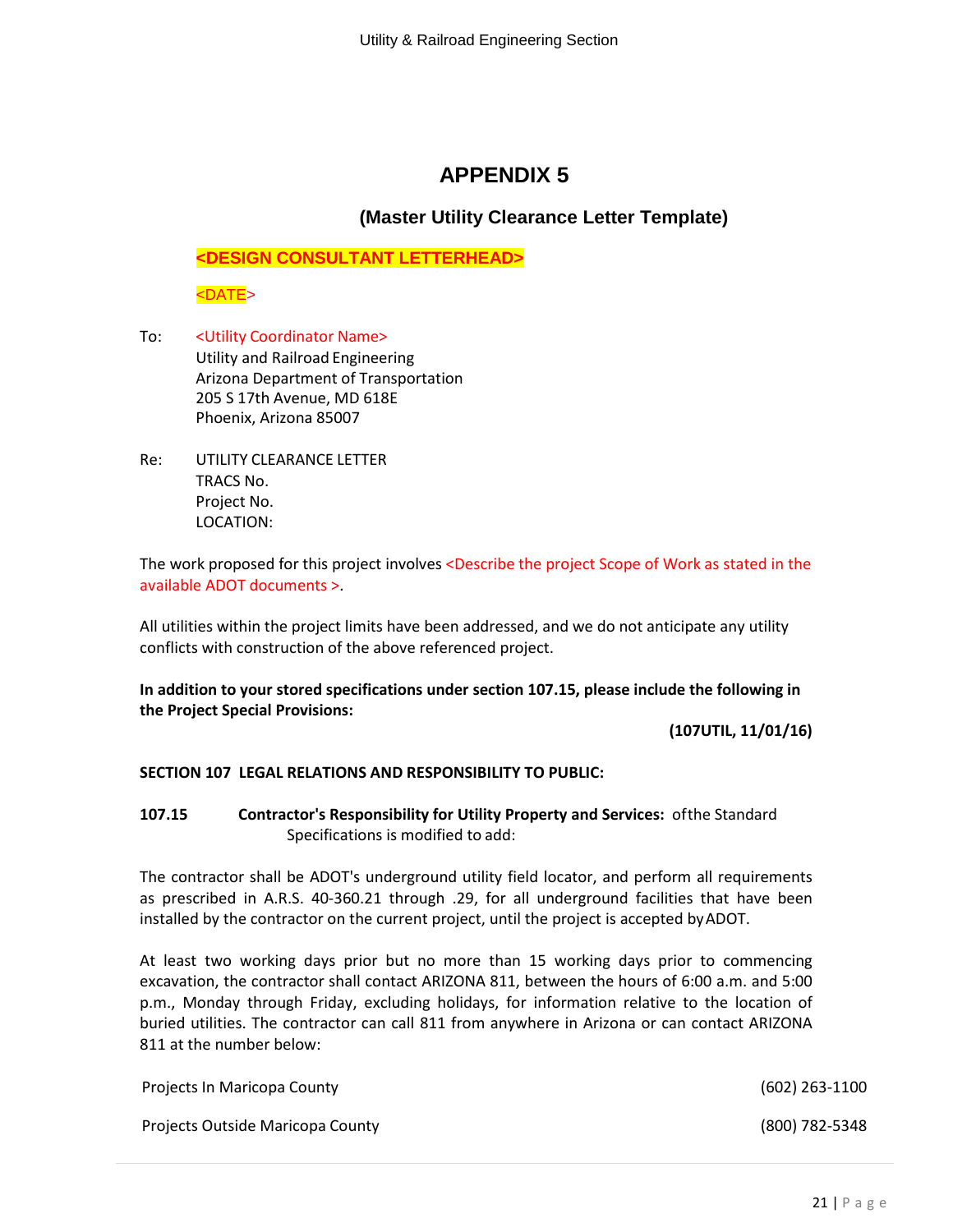# APPENDIX 5

## (Master Utility Clearance Letter Template)

**<DESIGN CONSULTANT LETTERHEAD>**

<DATE>

To: <Utility Coordinator Name>
Utility and Railroad Engineering
Arizona Department of Transportation
205 S 17th Avenue, MD 618E
Phoenix, Arizona 85007

Re: UTILITY CLEARANCE LETTER
TRACS No.
Project No.
LOCATION:

The work proposed for this project involves <Describe the project Scope of Work as stated in the available ADOT documents >.

All utilities within the project limits have been addressed, and we do not anticipate any utility conflicts with construction of the above referenced project.

**In addition to your stored specifications under section 107.15, please include the following in the Project Special Provisions:**

**(107UTIL, 11/01/16)**

**SECTION 107 LEGAL RELATIONS AND RESPONSIBILITY TO PUBLIC:**

**107.15 Contractor's Responsibility for Utility Property and Services:** of the Standard Specifications is modified to add:

The contractor shall be ADOT's underground utility field locator, and perform all requirements as prescribed in A.R.S. 40-360.21 through .29, for all underground facilities that have been installed by the contractor on the current project, until the project is accepted by ADOT.

At least two working days prior but no more than 15 working days prior to commencing excavation, the contractor shall contact ARIZONA 811, between the hours of 6:00 a.m. and 5:00 p.m., Monday through Friday, excluding holidays, for information relative to the location of buried utilities. The contractor can call 811 from anywhere in Arizona or can contact ARIZONA 811 at the number below:

| | |
|---|---|
| Projects In Maricopa County | (602) 263-1100 |
| Projects Outside Maricopa County | (800) 782-5348 |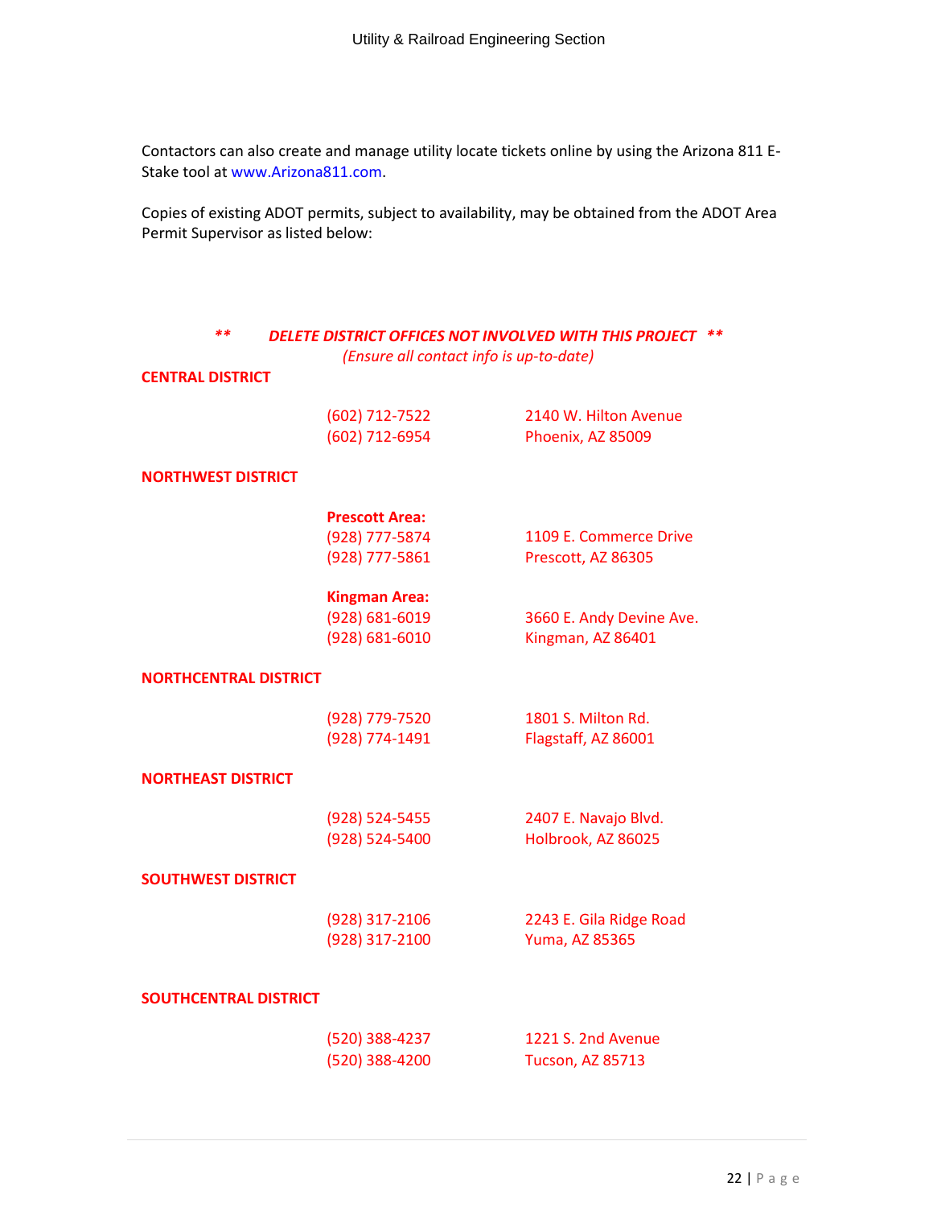Contactors can also create and manage utility locate tickets online by using the Arizona 811 E-Stake tool at www.Arizona811.com.

Copies of existing ADOT permits, subject to availability, may be obtained from the ADOT Area Permit Supervisor as listed below:

***\*\* DELETE DISTRICT OFFICES NOT INVOLVED WITH THIS PROJECT \*\****

*(Ensure all contact info is up-to-date)*

**CENTRAL DISTRICT**

| | |
|---|---|
| (602) 712-7522 | 2140 W. Hilton Avenue |
| (602) 712-6954 | Phoenix, AZ 85009 |

**NORTHWEST DISTRICT**

**Prescott Area:**

| | |
|---|---|
| (928) 777-5874 | 1109 E. Commerce Drive |
| (928) 777-5861 | Prescott, AZ 86305 |

**Kingman Area:**

| | |
|---|---|
| (928) 681-6019 | 3660 E. Andy Devine Ave. |
| (928) 681-6010 | Kingman, AZ 86401 |

**NORTHCENTRAL DISTRICT**

| | |
|---|---|
| (928) 779-7520 | 1801 S. Milton Rd. |
| (928) 774-1491 | Flagstaff, AZ 86001 |

**NORTHEAST DISTRICT**

| | |
|---|---|
| (928) 524-5455 | 2407 E. Navajo Blvd. |
| (928) 524-5400 | Holbrook, AZ 86025 |

**SOUTHWEST DISTRICT**

| | |
|---|---|
| (928) 317-2106 | 2243 E. Gila Ridge Road |
| (928) 317-2100 | Yuma, AZ 85365 |

**SOUTHCENTRAL DISTRICT**

| | |
|---|---|
| (520) 388-4237 | 1221 S. 2nd Avenue |
| (520) 388-4200 | Tucson, AZ 85713 |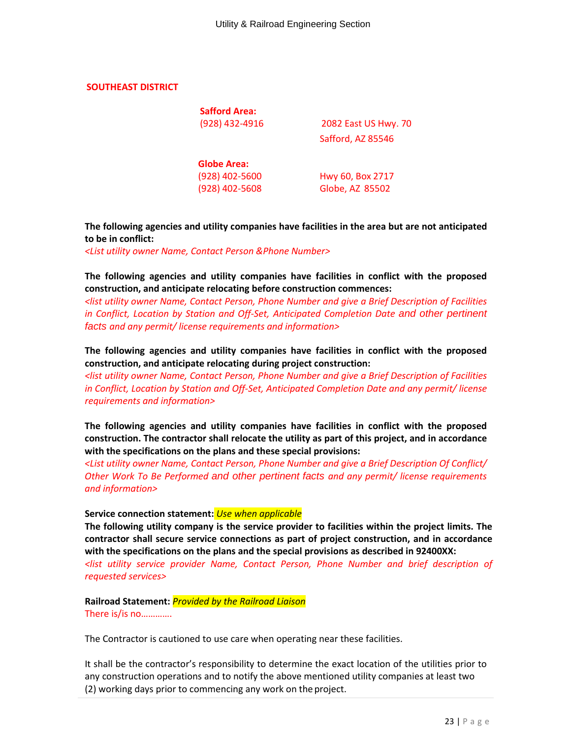**SOUTHEAST DISTRICT**

**Safford Area:**
(928) 432-4916 2082 East US Hwy. 70
Safford, AZ 85546

**Globe Area:**
(928) 402-5600 Hwy 60, Box 2717
(928) 402-5608 Globe, AZ 85502

**The following agencies and utility companies have facilities in the area but are not anticipated to be in conflict:**
*<List utility owner Name, Contact Person &Phone Number>*

**The following agencies and utility companies have facilities in conflict with the proposed construction, and anticipate relocating before construction commences:**
*<list utility owner Name, Contact Person, Phone Number and give a Brief Description of Facilities in Conflict, Location by Station and Off-Set, Anticipated Completion Date and other pertinent facts and any permit/ license requirements and information>*

**The following agencies and utility companies have facilities in conflict with the proposed construction, and anticipate relocating during project construction:**
*<list utility owner Name, Contact Person, Phone Number and give a Brief Description of Facilities in Conflict, Location by Station and Off-Set, Anticipated Completion Date and any permit/ license requirements and information>*

**The following agencies and utility companies have facilities in conflict with the proposed construction. The contractor shall relocate the utility as part of this project, and in accordance with the specifications on the plans and these special provisions:**
*<List utility owner Name, Contact Person, Phone Number and give a Brief Description Of Conflict/ Other Work To Be Performed and other pertinent facts and any permit/ license requirements and information>*

**Service connection statement:** *Use when applicable*
**The following utility company is the service provider to facilities within the project limits. The contractor shall secure service connections as part of project construction, and in accordance with the specifications on the plans and the special provisions as described in 92400XX:**
*<list utility service provider Name, Contact Person, Phone Number and brief description of requested services>*

**Railroad Statement:** *Provided by the Railroad Liaison*
There is/is no…………

The Contractor is cautioned to use care when operating near these facilities.

It shall be the contractor's responsibility to determine the exact location of the utilities prior to any construction operations and to notify the above mentioned utility companies at least two (2) working days prior to commencing any work on the project.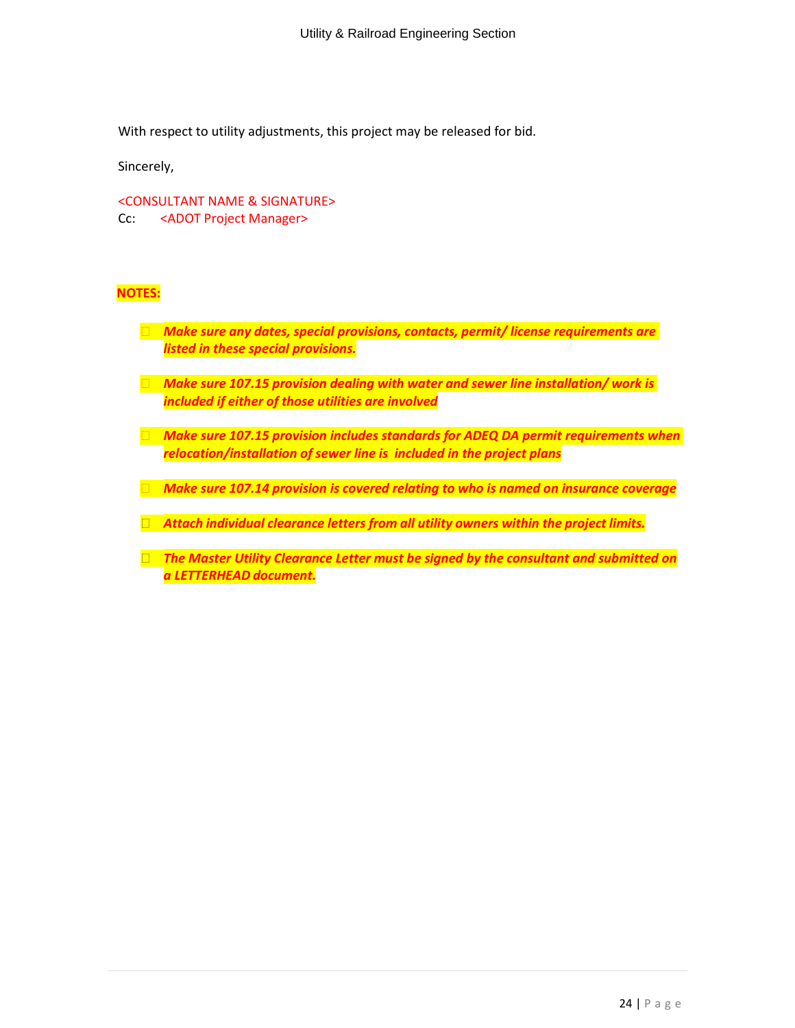With respect to utility adjustments, this project may be released for bid.

Sincerely,

<CONSULTANT NAME & SIGNATURE>

Cc: <ADOT Project Manager>

**NOTES:**

- ***Make sure any dates, special provisions, contacts, permit/ license requirements are listed in these special provisions.***
- ***Make sure 107.15 provision dealing with water and sewer line installation/ work is included if either of those utilities are involved***
- ***Make sure 107.15 provision includes standards for ADEQ DA permit requirements when relocation/installation of sewer line is included in the project plans***
- ***Make sure 107.14 provision is covered relating to who is named on insurance coverage***
- ***Attach individual clearance letters from all utility owners within the project limits.***
- ***The Master Utility Clearance Letter must be signed by the consultant and submitted on a LETTERHEAD document.***